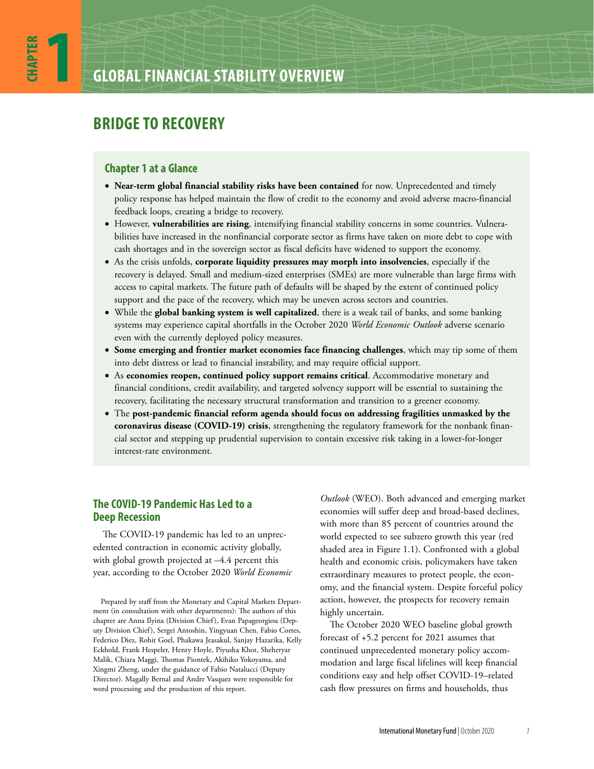# CHAPTER 1

# GLOBAL FINANCIAL STABILITY OVERVIEW

## BRIDGE TO RECOVERY

### Chapter 1 at a Glance

- **Near-term global financial stability risks have been contained** for now. Unprecedented and timely policy response has helped maintain the flow of credit to the economy and avoid adverse macro-financial feedback loops, creating a bridge to recovery.
- However, **vulnerabilities are rising**, intensifying financial stability concerns in some countries. Vulnerabilities have increased in the nonfinancial corporate sector as firms have taken on more debt to cope with cash shortages and in the sovereign sector as fiscal deficits have widened to support the economy.
- As the crisis unfolds, **corporate liquidity pressures may morph into insolvencies**, especially if the recovery is delayed. Small and medium-sized enterprises (SMEs) are more vulnerable than large firms with access to capital markets. The future path of defaults will be shaped by the extent of continued policy support and the pace of the recovery, which may be uneven across sectors and countries.
- While the **global banking system is well capitalized**, there is a weak tail of banks, and some banking systems may experience capital shortfalls in the October 2020 *World Economic Outlook* adverse scenario even with the currently deployed policy measures.
- **Some emerging and frontier market economies face financing challenges**, which may tip some of them into debt distress or lead to financial instability, and may require official support.
- As **economies reopen, continued policy support remains critical**. Accommodative monetary and financial conditions, credit availability, and targeted solvency support will be essential to sustaining the recovery, facilitating the necessary structural transformation and transition to a greener economy.
- The **post-pandemic financial reform agenda should focus on addressing fragilities unmasked by the coronavirus disease (COVID-19) crisis**, strengthening the regulatory framework for the nonbank financial sector and stepping up prudential supervision to contain excessive risk taking in a lower-for-longer interest-rate environment.

### The COVID-19 Pandemic Has Led to a Deep Recession

The COVID-19 pandemic has led to an unprecedented contraction in economic activity globally, with global growth projected at –4.4 percent this year, according to the October 2020 *World Economic Outlook* (WEO). Both advanced and emerging market economies will suffer deep and broad-based declines, with more than 85 percent of countries around the world expected to see subzero growth this year (red shaded area in Figure 1.1). Confronted with a global health and economic crisis, policymakers have taken extraordinary measures to protect people, the economy, and the financial system. Despite forceful policy action, however, the prospects for recovery remain highly uncertain.

The October 2020 WEO baseline global growth forecast of +5.2 percent for 2021 assumes that continued unprecedented monetary policy accommodation and large fiscal lifelines will keep financial conditions easy and help offset COVID-19–related cash flow pressures on firms and households, thus

Prepared by staff from the Monetary and Capital Markets Department (in consultation with other departments): The authors of this chapter are Anna Ilyina (Division Chief), Evan Papageorgiou (Deputy Division Chief), Sergei Antoshin, Yingyuan Chen, Fabio Cortes, Federico Diez, Rohit Goel, Phakawa Jeasakul, Sanjay Hazarika, Kelly Eckhold, Frank Hespeler, Henry Hoyle, Piyusha Khot, Sheheryar Malik, Chiara Maggi, Thomas Piontek, Akihiko Yokoyama, and Xingmi Zheng, under the guidance of Fabio Natalucci (Deputy Director). Magally Bernal and Andre Vasquez were responsible for word processing and the production of this report.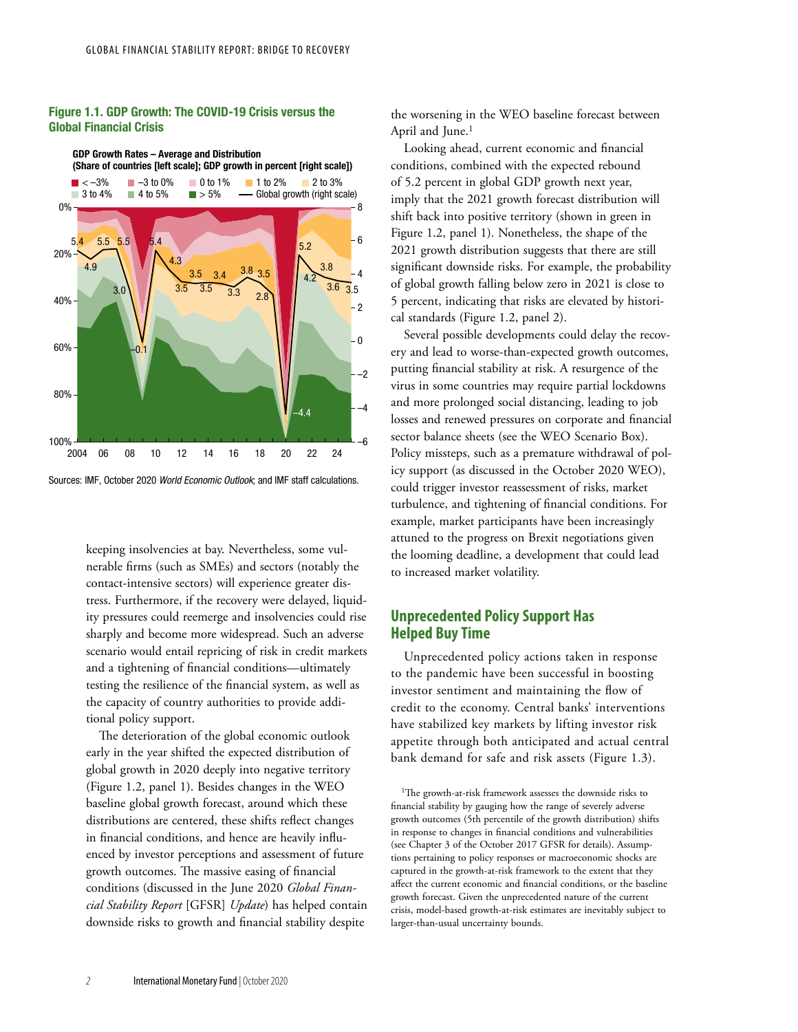**Figure 1.1. GDP Growth: The COVID-19 Crisis versus the Global Financial Crisis**

GDP Growth Rates – Average and Distribution
(Share of countries [left scale]; GDP growth in percent [right scale])

Sources: IMF, October 2020 *World Economic Outlook*; and IMF staff calculations.

keeping insolvencies at bay. Nevertheless, some vulnerable firms (such as SMEs) and sectors (notably the contact-intensive sectors) will experience greater distress. Furthermore, if the recovery were delayed, liquidity pressures could reemerge and insolvencies could rise sharply and become more widespread. Such an adverse scenario would entail repricing of risk in credit markets and a tightening of financial conditions—ultimately testing the resilience of the financial system, as well as the capacity of country authorities to provide additional policy support.

The deterioration of the global economic outlook early in the year shifted the expected distribution of global growth in 2020 deeply into negative territory (Figure 1.2, panel 1). Besides changes in the WEO baseline global growth forecast, around which these distributions are centered, these shifts reflect changes in financial conditions, and hence are heavily influenced by investor perceptions and assessment of future growth outcomes. The massive easing of financial conditions (discussed in the June 2020 *Global Financial Stability Report* [GFSR] *Update*) has helped contain downside risks to growth and financial stability despite the worsening in the WEO baseline forecast between April and June.[1]

Looking ahead, current economic and financial conditions, combined with the expected rebound of 5.2 percent in global GDP growth next year, imply that the 2021 growth forecast distribution will shift back into positive territory (shown in green in Figure 1.2, panel 1). Nonetheless, the shape of the 2021 growth distribution suggests that there are still significant downside risks. For example, the probability of global growth falling below zero in 2021 is close to 5 percent, indicating that risks are elevated by historical standards (Figure 1.2, panel 2).

Several possible developments could delay the recovery and lead to worse-than-expected growth outcomes, putting financial stability at risk. A resurgence of the virus in some countries may require partial lockdowns and more prolonged social distancing, leading to job losses and renewed pressures on corporate and financial sector balance sheets (see the WEO Scenario Box). Policy missteps, such as a premature withdrawal of policy support (as discussed in the October 2020 WEO), could trigger investor reassessment of risks, market turbulence, and tightening of financial conditions. For example, market participants have been increasingly attuned to the progress on Brexit negotiations given the looming deadline, a development that could lead to increased market volatility.

## Unprecedented Policy Support Has Helped Buy Time

Unprecedented policy actions taken in response to the pandemic have been successful in boosting investor sentiment and maintaining the flow of credit to the economy. Central banks' interventions have stabilized key markets by lifting investor risk appetite through both anticipated and actual central bank demand for safe and risk assets (Figure 1.3).

[1]The growth-at-risk framework assesses the downside risks to financial stability by gauging how the range of severely adverse growth outcomes (5th percentile of the growth distribution) shifts in response to changes in financial conditions and vulnerabilities (see Chapter 3 of the October 2017 GFSR for details). Assumptions pertaining to policy responses or macroeconomic shocks are captured in the growth-at-risk framework to the extent that they affect the current economic and financial conditions, or the baseline growth forecast. Given the unprecedented nature of the current crisis, model-based growth-at-risk estimates are inevitably subject to larger-than-usual uncertainty bounds.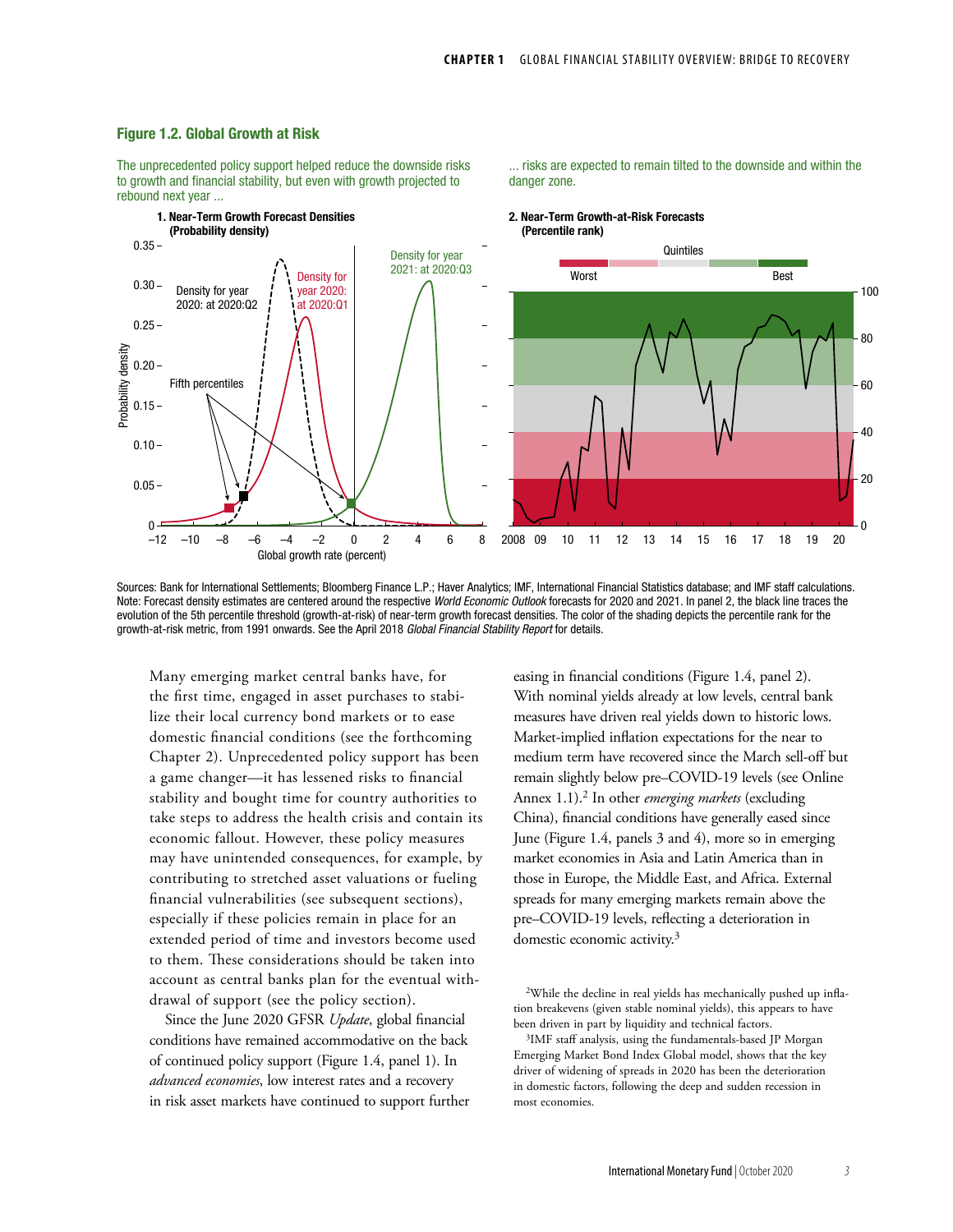### Figure 1.2. Global Growth at Risk

The unprecedented policy support helped reduce the downside risks to growth and financial stability, but even with growth projected to rebound next year ...

... risks are expected to remain tilted to the downside and within the danger zone.

**1. Near-Term Growth Forecast Densities (Probability density)**

**2. Near-Term Growth-at-Risk Forecasts (Percentile rank)**

Sources: Bank for International Settlements; Bloomberg Finance L.P.; Haver Analytics; IMF, International Financial Statistics database; and IMF staff calculations.
Note: Forecast density estimates are centered around the respective *World Economic Outlook* forecasts for 2020 and 2021. In panel 2, the black line traces the evolution of the 5th percentile threshold (growth-at-risk) of near-term growth forecast densities. The color of the shading depicts the percentile rank for the growth-at-risk metric, from 1991 onwards. See the April 2018 *Global Financial Stability Report* for details.

Many emerging market central banks have, for the first time, engaged in asset purchases to stabilize their local currency bond markets or to ease domestic financial conditions (see the forthcoming Chapter 2). Unprecedented policy support has been a game changer—it has lessened risks to financial stability and bought time for country authorities to take steps to address the health crisis and contain its economic fallout. However, these policy measures may have unintended consequences, for example, by contributing to stretched asset valuations or fueling financial vulnerabilities (see subsequent sections), especially if these policies remain in place for an extended period of time and investors become used to them. These considerations should be taken into account as central banks plan for the eventual withdrawal of support (see the policy section).

Since the June 2020 GFSR *Update*, global financial conditions have remained accommodative on the back of continued policy support (Figure 1.4, panel 1). In *advanced economies*, low interest rates and a recovery in risk asset markets have continued to support further easing in financial conditions (Figure 1.4, panel 2). With nominal yields already at low levels, central bank measures have driven real yields down to historic lows. Market-implied inflation expectations for the near to medium term have recovered since the March sell-off but remain slightly below pre–COVID-19 levels (see Online Annex 1.1).[2] In other *emerging markets* (excluding China), financial conditions have generally eased since June (Figure 1.4, panels 3 and 4), more so in emerging market economies in Asia and Latin America than in those in Europe, the Middle East, and Africa. External spreads for many emerging markets remain above the pre–COVID-19 levels, reflecting a deterioration in domestic economic activity.[3]

[2]While the decline in real yields has mechanically pushed up inflation breakevens (given stable nominal yields), this appears to have been driven in part by liquidity and technical factors.

[3]IMF staff analysis, using the fundamentals-based JP Morgan Emerging Market Bond Index Global model, shows that the key driver of widening of spreads in 2020 has been the deterioration in domestic factors, following the deep and sudden recession in most economies.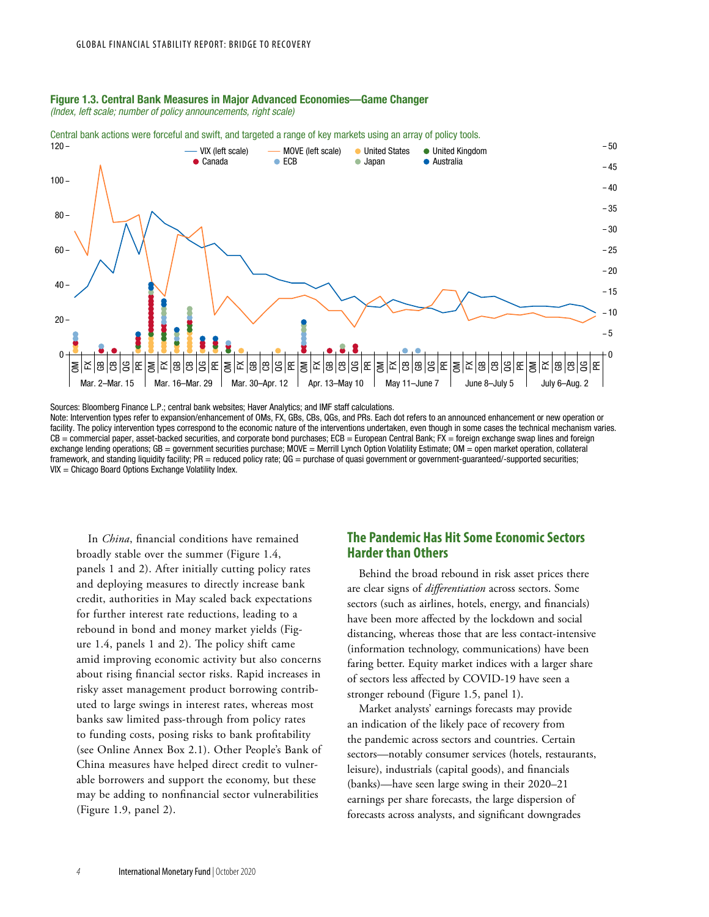**Figure 1.3. Central Bank Measures in Major Advanced Economies—Game Changer**

*(Index, left scale; number of policy announcements, right scale)*

Central bank actions were forceful and swift, and targeted a range of key markets using an array of policy tools.

Sources: Bloomberg Finance L.P.; central bank websites; Haver Analytics; and IMF staff calculations.

Note: Intervention types refer to expansion/enhancement of OMs, FX, GBs, CBs, QGs, and PRs. Each dot refers to an announced enhancement or new operation or facility. The policy intervention types correspond to the economic nature of the interventions undertaken, even though in some cases the technical mechanism varies. CB = commercial paper, asset-backed securities, and corporate bond purchases; ECB = European Central Bank; FX = foreign exchange swap lines and foreign exchange lending operations; GB = government securities purchase; MOVE = Merrill Lynch Option Volatility Estimate; OM = open market operation, collateral framework, and standing liquidity facility; PR = reduced policy rate; QG = purchase of quasi government or government-guaranteed/-supported securities; VIX = Chicago Board Options Exchange Volatility Index.

In *China*, financial conditions have remained broadly stable over the summer (Figure 1.4, panels 1 and 2). After initially cutting policy rates and deploying measures to directly increase bank credit, authorities in May scaled back expectations for further interest rate reductions, leading to a rebound in bond and money market yields (Figure 1.4, panels 1 and 2). The policy shift came amid improving economic activity but also concerns about rising financial sector risks. Rapid increases in risky asset management product borrowing contributed to large swings in interest rates, whereas most banks saw limited pass-through from policy rates to funding costs, posing risks to bank profitability (see Online Annex Box 2.1). Other People's Bank of China measures have helped direct credit to vulnerable borrowers and support the economy, but these may be adding to nonfinancial sector vulnerabilities (Figure 1.9, panel 2).

## The Pandemic Has Hit Some Economic Sectors Harder than Others

Behind the broad rebound in risk asset prices there are clear signs of *differentiation* across sectors. Some sectors (such as airlines, hotels, energy, and financials) have been more affected by the lockdown and social distancing, whereas those that are less contact-intensive (information technology, communications) have been faring better. Equity market indices with a larger share of sectors less affected by COVID-19 have seen a stronger rebound (Figure 1.5, panel 1).

Market analysts' earnings forecasts may provide an indication of the likely pace of recovery from the pandemic across sectors and countries. Certain sectors—notably consumer services (hotels, restaurants, leisure), industrials (capital goods), and financials (banks)—have seen large swing in their 2020–21 earnings per share forecasts, the large dispersion of forecasts across analysts, and significant downgrades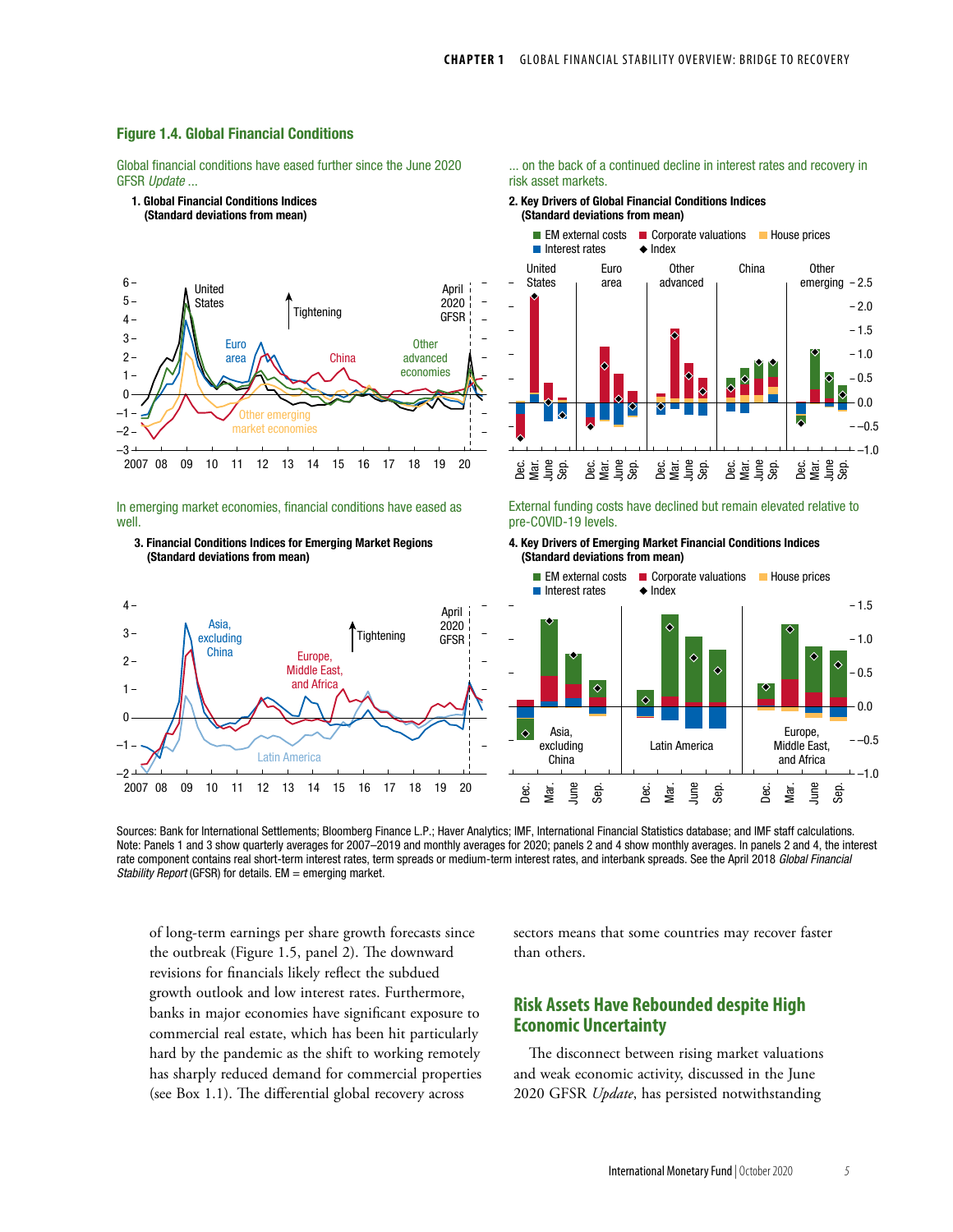## Figure 1.4. Global Financial Conditions

Global financial conditions have eased further since the June 2020 GFSR *Update* ...

**1. Global Financial Conditions Indices (Standard deviations from mean)**

... on the back of a continued decline in interest rates and recovery in risk asset markets.

**2. Key Drivers of Global Financial Conditions Indices (Standard deviations from mean)**

In emerging market economies, financial conditions have eased as well.

**3. Financial Conditions Indices for Emerging Market Regions (Standard deviations from mean)**

External funding costs have declined but remain elevated relative to pre-COVID-19 levels.

**4. Key Drivers of Emerging Market Financial Conditions Indices (Standard deviations from mean)**

Sources: Bank for International Settlements; Bloomberg Finance L.P.; Haver Analytics; IMF, International Financial Statistics database; and IMF staff calculations.
Note: Panels 1 and 3 show quarterly averages for 2007–2019 and monthly averages for 2020; panels 2 and 4 show monthly averages. In panels 2 and 4, the interest rate component contains real short-term interest rates, term spreads or medium-term interest rates, and interbank spreads. See the April 2018 *Global Financial Stability Report* (GFSR) for details. EM = emerging market.

of long-term earnings per share growth forecasts since the outbreak (Figure 1.5, panel 2). The downward revisions for financials likely reflect the subdued growth outlook and low interest rates. Furthermore, banks in major economies have significant exposure to commercial real estate, which has been hit particularly hard by the pandemic as the shift to working remotely has sharply reduced demand for commercial properties (see Box 1.1). The differential global recovery across sectors means that some countries may recover faster than others.

## Risk Assets Have Rebounded despite High Economic Uncertainty

The disconnect between rising market valuations and weak economic activity, discussed in the June 2020 GFSR *Update*, has persisted notwithstanding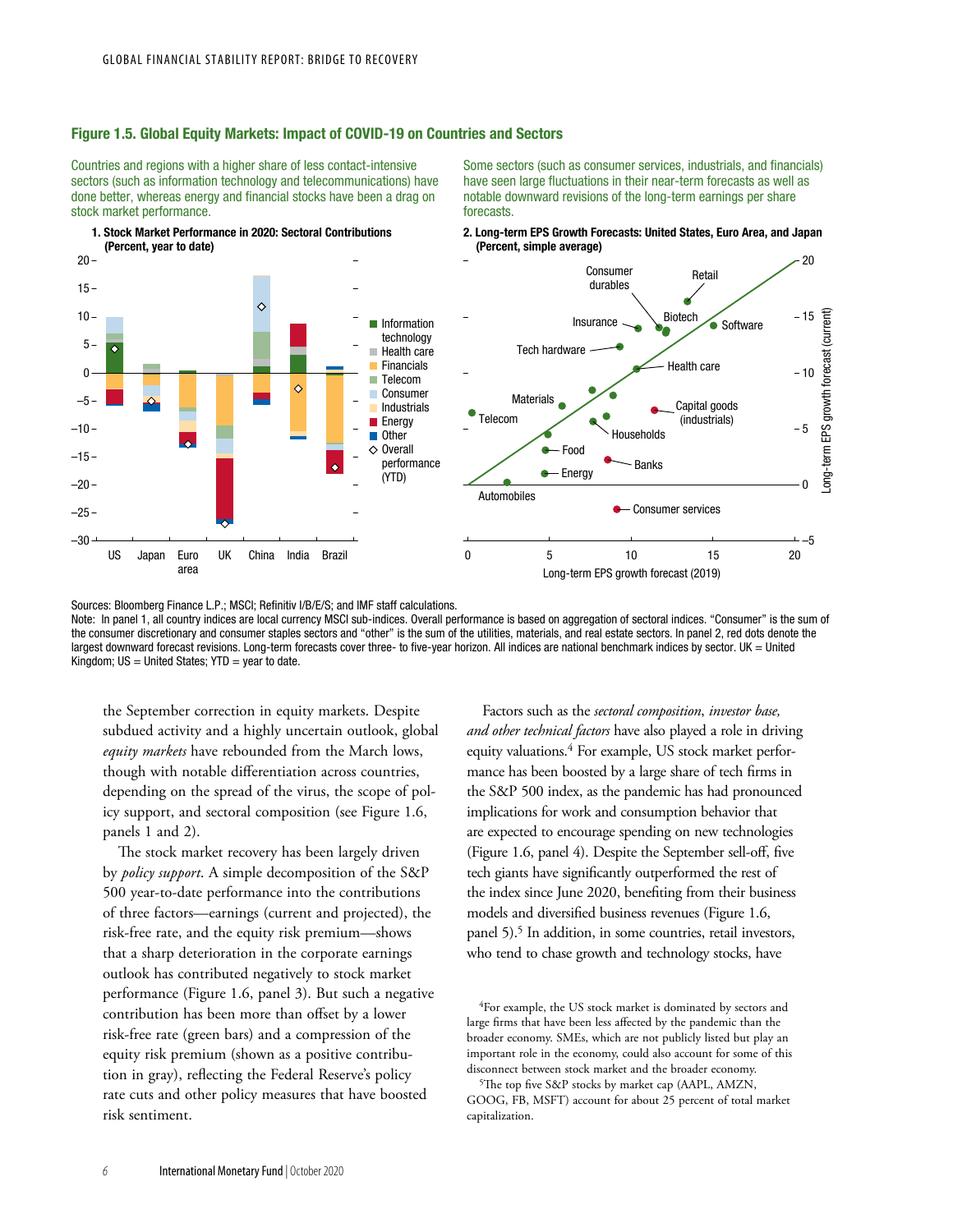### Figure 1.5. Global Equity Markets: Impact of COVID-19 on Countries and Sectors

Countries and regions with a higher share of less contact-intensive sectors (such as information technology and telecommunications) have done better, whereas energy and financial stocks have been a drag on stock market performance.

**1. Stock Market Performance in 2020: Sectoral Contributions (Percent, year to date)**

Some sectors (such as consumer services, industrials, and financials) have seen large fluctuations in their near-term forecasts as well as notable downward revisions of the long-term earnings per share forecasts.

**2. Long-term EPS Growth Forecasts: United States, Euro Area, and Japan (Percent, simple average)**

Sources: Bloomberg Finance L.P.; MSCI; Refinitiv I/B/E/S; and IMF staff calculations.

Note: In panel 1, all country indices are local currency MSCI sub-indices. Overall performance is based on aggregation of sectoral indices. "Consumer" is the sum of the consumer discretionary and consumer staples sectors and "other" is the sum of the utilities, materials, and real estate sectors. In panel 2, red dots denote the largest downward forecast revisions. Long-term forecasts cover three- to five-year horizon. All indices are national benchmark indices by sector. UK = United Kingdom; US = United States; YTD = year to date.

the September correction in equity markets. Despite subdued activity and a highly uncertain outlook, global *equity markets* have rebounded from the March lows, though with notable differentiation across countries, depending on the spread of the virus, the scope of policy support, and sectoral composition (see Figure 1.6, panels 1 and 2).

The stock market recovery has been largely driven by *policy support*. A simple decomposition of the S&P 500 year-to-date performance into the contributions of three factors—earnings (current and projected), the risk-free rate, and the equity risk premium—shows that a sharp deterioration in the corporate earnings outlook has contributed negatively to stock market performance (Figure 1.6, panel 3). But such a negative contribution has been more than offset by a lower risk-free rate (green bars) and a compression of the equity risk premium (shown as a positive contribution in gray), reflecting the Federal Reserve's policy rate cuts and other policy measures that have boosted risk sentiment.

Factors such as the *sectoral composition*, *investor base, and other technical factors* have also played a role in driving equity valuations.[4] For example, US stock market performance has been boosted by a large share of tech firms in the S&P 500 index, as the pandemic has had pronounced implications for work and consumption behavior that are expected to encourage spending on new technologies (Figure 1.6, panel 4). Despite the September sell-off, five tech giants have significantly outperformed the rest of the index since June 2020, benefiting from their business models and diversified business revenues (Figure 1.6, panel 5).[5] In addition, in some countries, retail investors, who tend to chase growth and technology stocks, have

[4]For example, the US stock market is dominated by sectors and large firms that have been less affected by the pandemic than the broader economy. SMEs, which are not publicly listed but play an important role in the economy, could also account for some of this disconnect between stock market and the broader economy.

[5]The top five S&P stocks by market cap (AAPL, AMZN, GOOG, FB, MSFT) account for about 25 percent of total market capitalization.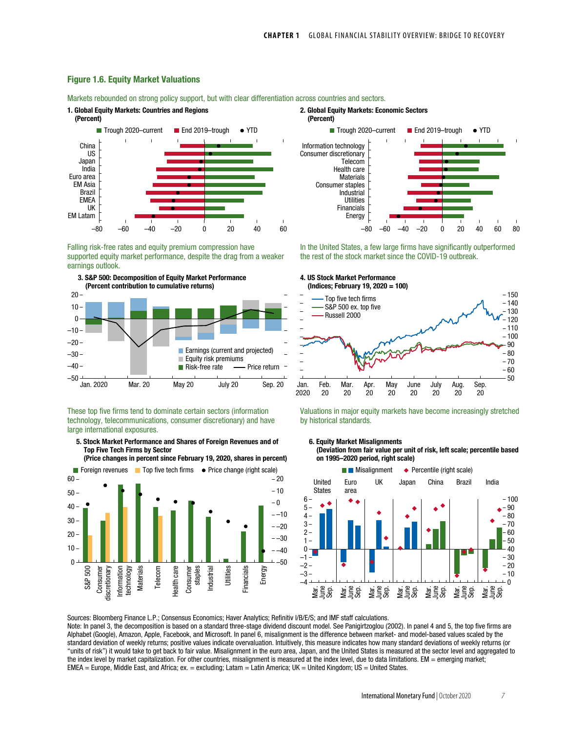## Figure 1.6. Equity Market Valuations

Markets rebounded on strong policy support, but with clear differentiation across countries and sectors.

**1. Global Equity Markets: Countries and Regions**
**(Percent)**

**2. Global Equity Markets: Economic Sectors**
**(Percent)**

Falling risk-free rates and equity premium compression have supported equity market performance, despite the drag from a weaker earnings outlook.

**3. S&P 500: Decomposition of Equity Market Performance**
**(Percent contribution to cumulative returns)**

In the United States, a few large firms have significantly outperformed the rest of the stock market since the COVID-19 outbreak.

**4. US Stock Market Performance**
**(Indices; February 19, 2020 = 100)**

These top five firms tend to dominate certain sectors (information technology, telecommunications, consumer discretionary) and have large international exposures.

**5. Stock Market Performance and Shares of Foreign Revenues and of Top Five Tech Firms by Sector**
**(Price changes in percent since February 19, 2020, shares in percent)**

Valuations in major equity markets have become increasingly stretched by historical standards.

**6. Equity Market Misalignments**
**(Deviation from fair value per unit of risk, left scale; percentile based on 1995–2020 period, right scale)**

Sources: Bloomberg Finance L.P.; Consensus Economics; Haver Analytics; Refinitiv I/B/E/S; and IMF staff calculations.
Note: In panel 3, the decomposition is based on a standard three-stage dividend discount model. See Panigirtzoglou (2002). In panel 4 and 5, the top five firms are Alphabet (Google), Amazon, Apple, Facebook, and Microsoft. In panel 6, misalignment is the difference between market- and model-based values scaled by the standard deviation of weekly returns; positive values indicate overvaluation. Intuitively, this measure indicates how many standard deviations of weekly returns (or "units of risk") it would take to get back to fair value. Misalignment in the euro area, Japan, and the United States is measured at the sector level and aggregated to the index level by market capitalization. For other countries, misalignment is measured at the index level, due to data limitations. EM = emerging market; EMEA = Europe, Middle East, and Africa; ex. = excluding; Latam = Latin America; UK = United Kingdom; US = United States.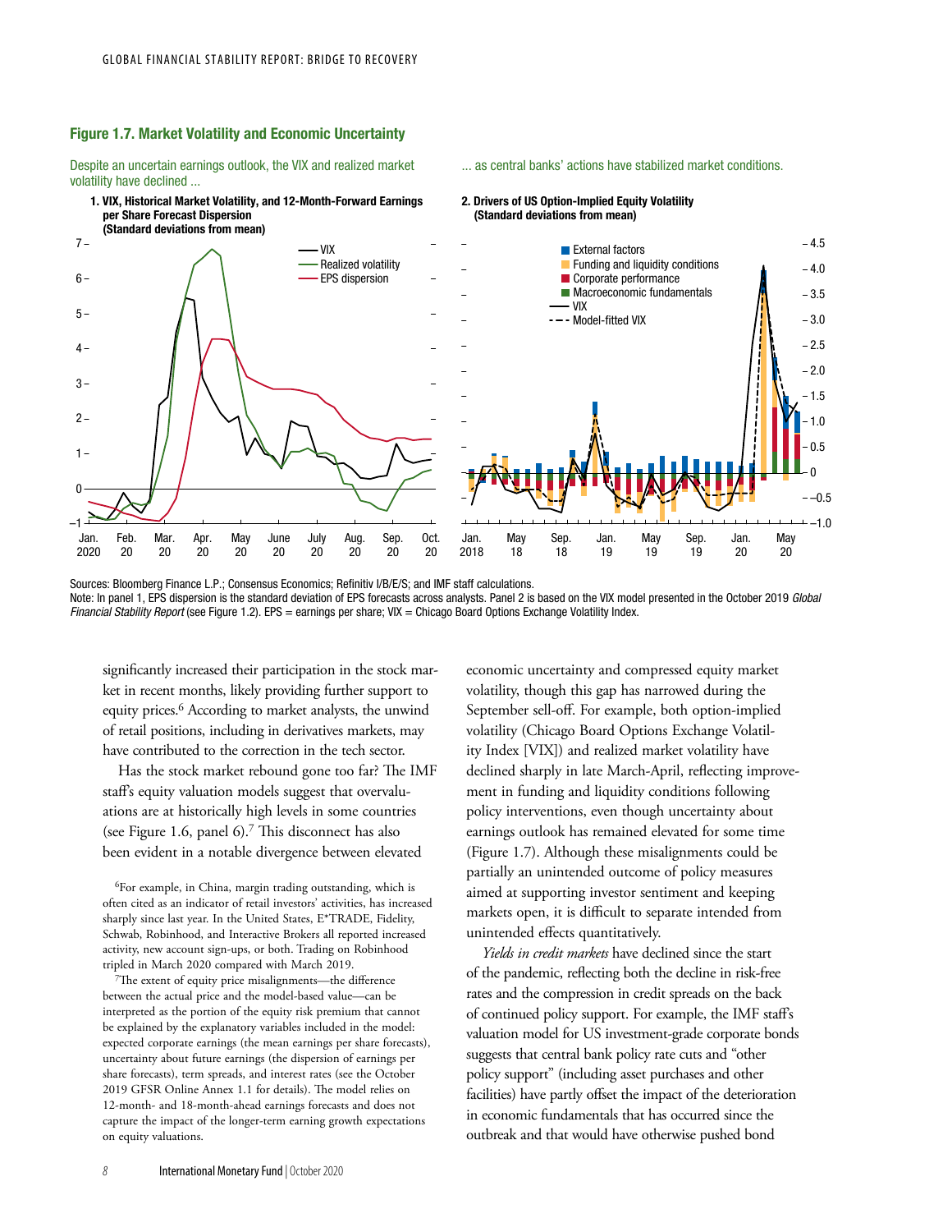### Figure 1.7. Market Volatility and Economic Uncertainty

Despite an uncertain earnings outlook, the VIX and realized market volatility have declined ...

... as central banks' actions have stabilized market conditions.

**1. VIX, Historical Market Volatility, and 12-Month-Forward Earnings per Share Forecast Dispersion (Standard deviations from mean)**

**2. Drivers of US Option-Implied Equity Volatility (Standard deviations from mean)**

Sources: Bloomberg Finance L.P.; Consensus Economics; Refinitiv I/B/E/S; and IMF staff calculations.
Note: In panel 1, EPS dispersion is the standard deviation of EPS forecasts across analysts. Panel 2 is based on the VIX model presented in the October 2019 *Global Financial Stability Report* (see Figure 1.2). EPS = earnings per share; VIX = Chicago Board Options Exchange Volatility Index.

significantly increased their participation in the stock market in recent months, likely providing further support to equity prices.[6] According to market analysts, the unwind of retail positions, including in derivatives markets, may have contributed to the correction in the tech sector.

Has the stock market rebound gone too far? The IMF staff's equity valuation models suggest that overvaluations are at historically high levels in some countries (see Figure 1.6, panel 6).[7] This disconnect has also been evident in a notable divergence between elevated economic uncertainty and compressed equity market volatility, though this gap has narrowed during the September sell-off. For example, both option-implied volatility (Chicago Board Options Exchange Volatility Index [VIX]) and realized market volatility have declined sharply in late March-April, reflecting improvement in funding and liquidity conditions following policy interventions, even though uncertainty about earnings outlook has remained elevated for some time (Figure 1.7). Although these misalignments could be partially an unintended outcome of policy measures aimed at supporting investor sentiment and keeping markets open, it is difficult to separate intended from unintended effects quantitatively.

*Yields in credit markets* have declined since the start of the pandemic, reflecting both the decline in risk-free rates and the compression in credit spreads on the back of continued policy support. For example, the IMF staff's valuation model for US investment-grade corporate bonds suggests that central bank policy rate cuts and "other policy support" (including asset purchases and other facilities) have partly offset the impact of the deterioration in economic fundamentals that has occurred since the outbreak and that would have otherwise pushed bond

[6]For example, in China, margin trading outstanding, which is often cited as an indicator of retail investors' activities, has increased sharply since last year. In the United States, E*TRADE, Fidelity, Schwab, Robinhood, and Interactive Brokers all reported increased activity, new account sign-ups, or both. Trading on Robinhood tripled in March 2020 compared with March 2019.

[7]The extent of equity price misalignments—the difference between the actual price and the model-based value—can be interpreted as the portion of the equity risk premium that cannot be explained by the explanatory variables included in the model: expected corporate earnings (the mean earnings per share forecasts), uncertainty about future earnings (the dispersion of earnings per share forecasts), term spreads, and interest rates (see the October 2019 GFSR Online Annex 1.1 for details). The model relies on 12-month- and 18-month-ahead earnings forecasts and does not capture the impact of the longer-term earning growth expectations on equity valuations.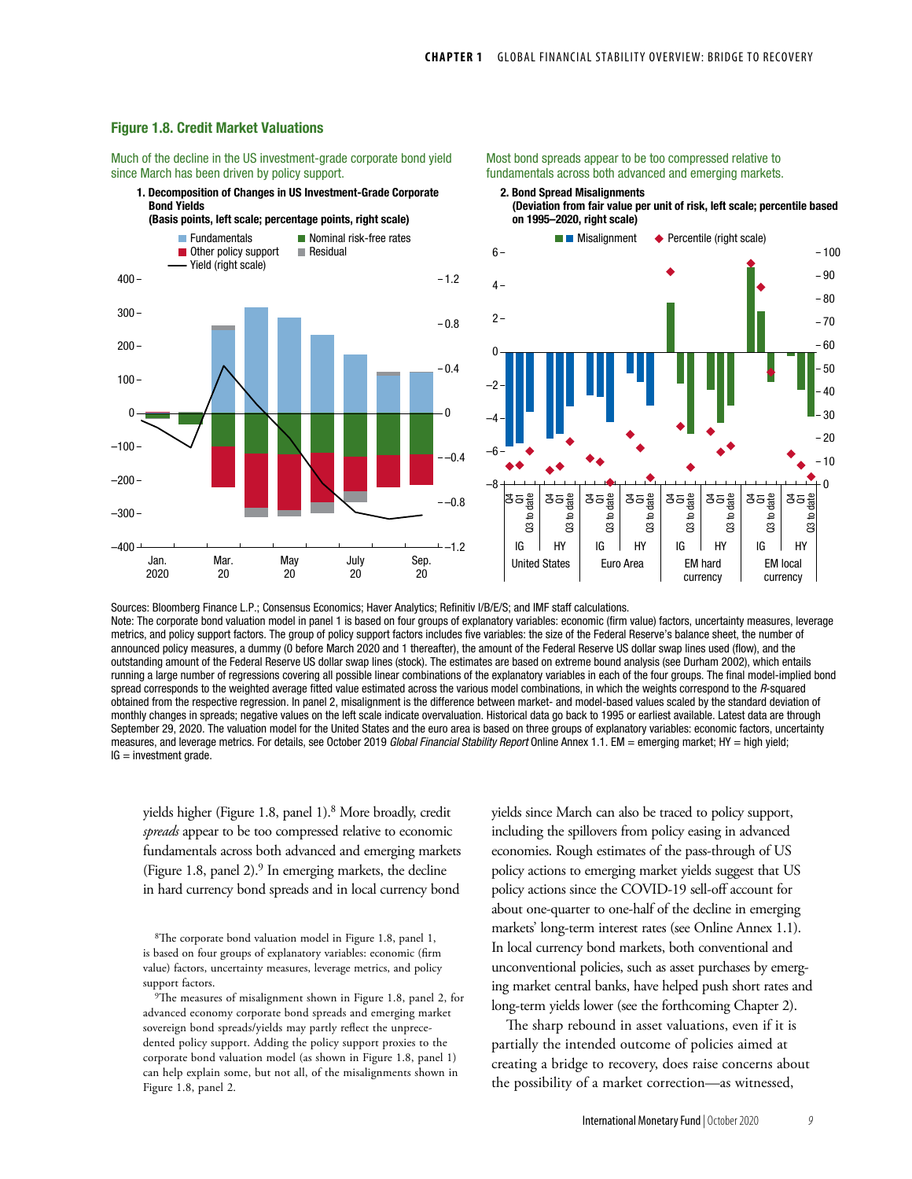**Figure 1.8. Credit Market Valuations**

Much of the decline in the US investment-grade corporate bond yield since March has been driven by policy support.

**1. Decomposition of Changes in US Investment-Grade Corporate Bond Yields**
**(Basis points, left scale; percentage points, right scale)**

Most bond spreads appear to be too compressed relative to fundamentals across both advanced and emerging markets.

**2. Bond Spread Misalignments**
**(Deviation from fair value per unit of risk, left scale; percentile based on 1995–2020, right scale)**

Sources: Bloomberg Finance L.P.; Consensus Economics; Haver Analytics; Refinitiv I/B/E/S; and IMF staff calculations.
Note: The corporate bond valuation model in panel 1 is based on four groups of explanatory variables: economic (firm value) factors, uncertainty measures, leverage metrics, and policy support factors. The group of policy support factors includes five variables: the size of the Federal Reserve's balance sheet, the number of announced policy measures, a dummy (0 before March 2020 and 1 thereafter), the amount of the Federal Reserve US dollar swap lines used (flow), and the outstanding amount of the Federal Reserve US dollar swap lines (stock). The estimates are based on extreme bound analysis (see Durham 2002), which entails running a large number of regressions covering all possible linear combinations of the explanatory variables in each of the four groups. The final model-implied bond spread corresponds to the weighted average fitted value estimated across the various model combinations, in which the weights correspond to the $R$-squared obtained from the respective regression. In panel 2, misalignment is the difference between market- and model-based values scaled by the standard deviation of monthly changes in spreads; negative values on the left scale indicate overvaluation. Historical data go back to 1995 or earliest available. Latest data are through September 29, 2020. The valuation model for the United States and the euro area is based on three groups of explanatory variables: economic factors, uncertainty measures, and leverage metrics. For details, see October 2019 *Global Financial Stability Report* Online Annex 1.1. EM = emerging market; HY = high yield; IG = investment grade.

yields higher (Figure 1.8, panel 1).[8] More broadly, credit *spreads* appear to be too compressed relative to economic fundamentals across both advanced and emerging markets (Figure 1.8, panel 2).[9] In emerging markets, the decline in hard currency bond spreads and in local currency bond yields since March can also be traced to policy support, including the spillovers from policy easing in advanced economies. Rough estimates of the pass-through of US policy actions to emerging market yields suggest that US policy actions since the COVID-19 sell-off account for about one-quarter to one-half of the decline in emerging markets' long-term interest rates (see Online Annex 1.1). In local currency bond markets, both conventional and unconventional policies, such as asset purchases by emerging market central banks, have helped push short rates and long-term yields lower (see the forthcoming Chapter 2).

The sharp rebound in asset valuations, even if it is partially the intended outcome of policies aimed at creating a bridge to recovery, does raise concerns about the possibility of a market correction—as witnessed,

[8]The corporate bond valuation model in Figure 1.8, panel 1, is based on four groups of explanatory variables: economic (firm value) factors, uncertainty measures, leverage metrics, and policy support factors.

[9]The measures of misalignment shown in Figure 1.8, panel 2, for advanced economy corporate bond spreads and emerging market sovereign bond spreads/yields may partly reflect the unprecedented policy support. Adding the policy support proxies to the corporate bond valuation model (as shown in Figure 1.8, panel 1) can help explain some, but not all, of the misalignments shown in Figure 1.8, panel 2.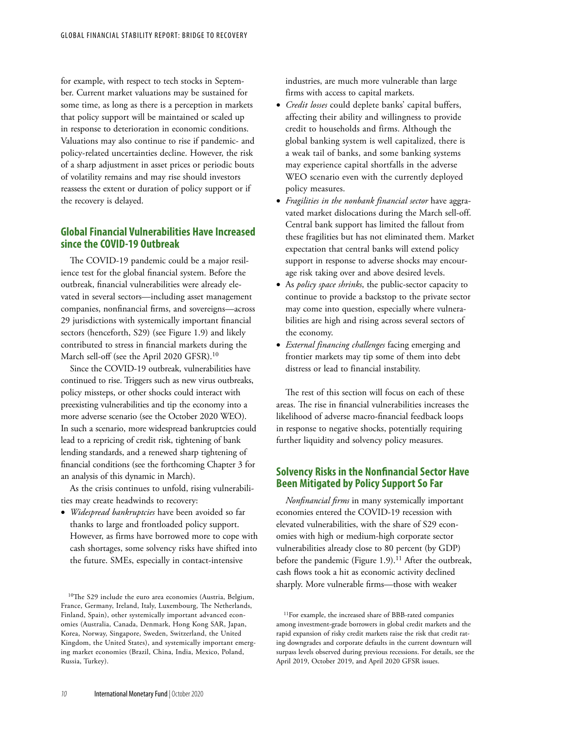for example, with respect to tech stocks in September. Current market valuations may be sustained for some time, as long as there is a perception in markets that policy support will be maintained or scaled up in response to deterioration in economic conditions. Valuations may also continue to rise if pandemic- and policy-related uncertainties decline. However, the risk of a sharp adjustment in asset prices or periodic bouts of volatility remains and may rise should investors reassess the extent or duration of policy support or if the recovery is delayed.

## Global Financial Vulnerabilities Have Increased since the COVID-19 Outbreak

The COVID-19 pandemic could be a major resilience test for the global financial system. Before the outbreak, financial vulnerabilities were already elevated in several sectors—including asset management companies, nonfinancial firms, and sovereigns—across 29 jurisdictions with systemically important financial sectors (henceforth, S29) (see Figure 1.9) and likely contributed to stress in financial markets during the March sell-off (see the April 2020 GFSR).[10]

Since the COVID-19 outbreak, vulnerabilities have continued to rise. Triggers such as new virus outbreaks, policy missteps, or other shocks could interact with preexisting vulnerabilities and tip the economy into a more adverse scenario (see the October 2020 WEO). In such a scenario, more widespread bankruptcies could lead to a repricing of credit risk, tightening of bank lending standards, and a renewed sharp tightening of financial conditions (see the forthcoming Chapter 3 for an analysis of this dynamic in March).

As the crisis continues to unfold, rising vulnerabilities may create headwinds to recovery:

- *Widespread bankruptcies* have been avoided so far thanks to large and frontloaded policy support. However, as firms have borrowed more to cope with cash shortages, some solvency risks have shifted into the future. SMEs, especially in contact-intensive industries, are much more vulnerable than large firms with access to capital markets.
- *Credit losses* could deplete banks' capital buffers, affecting their ability and willingness to provide credit to households and firms. Although the global banking system is well capitalized, there is a weak tail of banks, and some banking systems may experience capital shortfalls in the adverse WEO scenario even with the currently deployed policy measures.
- *Fragilities in the nonbank financial sector* have aggravated market dislocations during the March sell-off. Central bank support has limited the fallout from these fragilities but has not eliminated them. Market expectation that central banks will extend policy support in response to adverse shocks may encourage risk taking over and above desired levels.
- As *policy space shrinks*, the public-sector capacity to continue to provide a backstop to the private sector may come into question, especially where vulnerabilities are high and rising across several sectors of the economy.
- *External financing challenges* facing emerging and frontier markets may tip some of them into debt distress or lead to financial instability.

The rest of this section will focus on each of these areas. The rise in financial vulnerabilities increases the likelihood of adverse macro-financial feedback loops in response to negative shocks, potentially requiring further liquidity and solvency policy measures.

## Solvency Risks in the Nonfinancial Sector Have Been Mitigated by Policy Support So Far

*Nonfinancial firms* in many systemically important economies entered the COVID-19 recession with elevated vulnerabilities, with the share of S29 economies with high or medium-high corporate sector vulnerabilities already close to 80 percent (by GDP) before the pandemic (Figure 1.9).[11] After the outbreak, cash flows took a hit as economic activity declined sharply. More vulnerable firms—those with weaker

[10]The S29 include the euro area economies (Austria, Belgium, France, Germany, Ireland, Italy, Luxembourg, The Netherlands, Finland, Spain), other systemically important advanced economies (Australia, Canada, Denmark, Hong Kong SAR, Japan, Korea, Norway, Singapore, Sweden, Switzerland, the United Kingdom, the United States), and systemically important emerging market economies (Brazil, China, India, Mexico, Poland, Russia, Turkey).

[11]For example, the increased share of BBB-rated companies among investment-grade borrowers in global credit markets and the rapid expansion of risky credit markets raise the risk that credit rating downgrades and corporate defaults in the current downturn will surpass levels observed during previous recessions. For details, see the April 2019, October 2019, and April 2020 GFSR issues.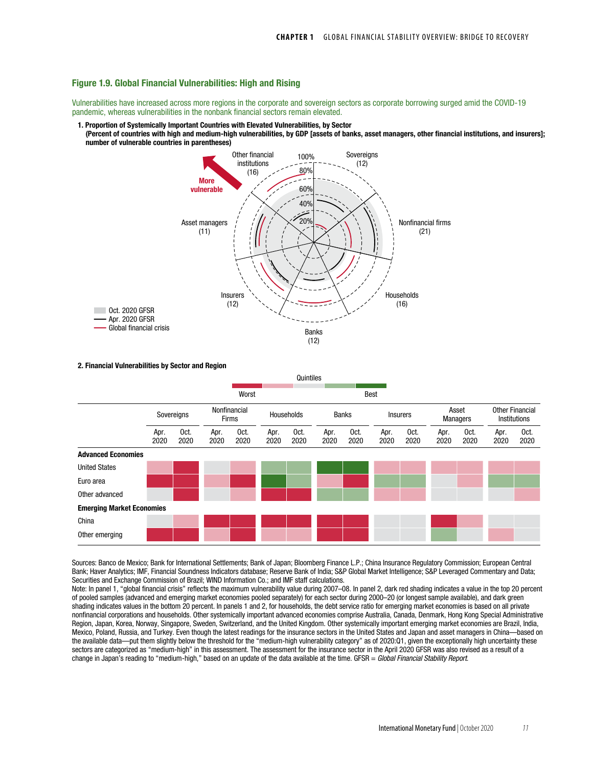## Figure 1.9. Global Financial Vulnerabilities: High and Rising

Vulnerabilities have increased across more regions in the corporate and sovereign sectors as corporate borrowing surged amid the COVID-19 pandemic, whereas vulnerabilities in the nonbank financial sectors remain elevated.

**1. Proportion of Systemically Important Countries with Elevated Vulnerabilities, by Sector**
**(Percent of countries with high and medium-high vulnerabilities, by GDP [assets of banks, asset managers, other financial institutions, and insurers]; number of vulnerable countries in parentheses)**

Other financial institutions (16) | Sovereigns (12) | Nonfinancial firms (21) | Households (16) | Banks (12) | Insurers (12) | Asset managers (11)

More vulnerable

100% | 80% | 60% | 40% | 20%

Oct. 2020 GFSR
Apr. 2020 GFSR
Global financial crisis

**2. Financial Vulnerabilities by Sector and Region**

Quintiles: Worst — Best

| | Sovereigns | | Nonfinancial Firms | | Households | | Banks | | Insurers | | Asset Managers | | Other Financial Institutions | |
|---|---|---|---|---|---|---|---|---|---|---|---|---|---|---|
| | Apr. 2020 | Oct. 2020 | Apr. 2020 | Oct. 2020 | Apr. 2020 | Oct. 2020 | Apr. 2020 | Oct. 2020 | Apr. 2020 | Oct. 2020 | Apr. 2020 | Oct. 2020 | Apr. 2020 | Oct. 2020 |
| **Advanced Economies** | | | | | | | | | | | | | | |
| United States | | | | | | | | | | | | | | |
| Euro area | | | | | | | | | | | | | | |
| Other advanced | | | | | | | | | | | | | | |
| **Emerging Market Economies** | | | | | | | | | | | | | | |
| China | | | | | | | | | | | | | | |
| Other emerging | | | | | | | | | | | | | | |

Sources: Banco de Mexico; Bank for International Settlements; Bank of Japan; Bloomberg Finance L.P.; China Insurance Regulatory Commission; European Central Bank; Haver Analytics; IMF, Financial Soundness Indicators database; Reserve Bank of India; S&P Global Market Intelligence; S&P Leveraged Commentary and Data; Securities and Exchange Commission of Brazil; WIND Information Co.; and IMF staff calculations.

Note: In panel 1, "global financial crisis" reflects the maximum vulnerability value during 2007–08. In panel 2, dark red shading indicates a value in the top 20 percent of pooled samples (advanced and emerging market economies pooled separately) for each sector during 2000–20 (or longest sample available), and dark green shading indicates values in the bottom 20 percent. In panels 1 and 2, for households, the debt service ratio for emerging market economies is based on all private nonfinancial corporations and households. Other systemically important advanced economies comprise Australia, Canada, Denmark, Hong Kong Special Administrative Region, Japan, Korea, Norway, Singapore, Sweden, Switzerland, and the United Kingdom. Other systemically important emerging market economies are Brazil, India, Mexico, Poland, Russia, and Turkey. Even though the latest readings for the insurance sectors in the United States and Japan and asset managers in China—based on the available data—put them slightly below the threshold for the "medium-high vulnerability category" as of 2020:Q1, given the exceptionally high uncertainty these sectors are categorized as "medium-high" in this assessment. The assessment for the insurance sector in the April 2020 GFSR was also revised as a result of a change in Japan's reading to "medium-high," based on an update of the data available at the time. GFSR = *Global Financial Stability Report.*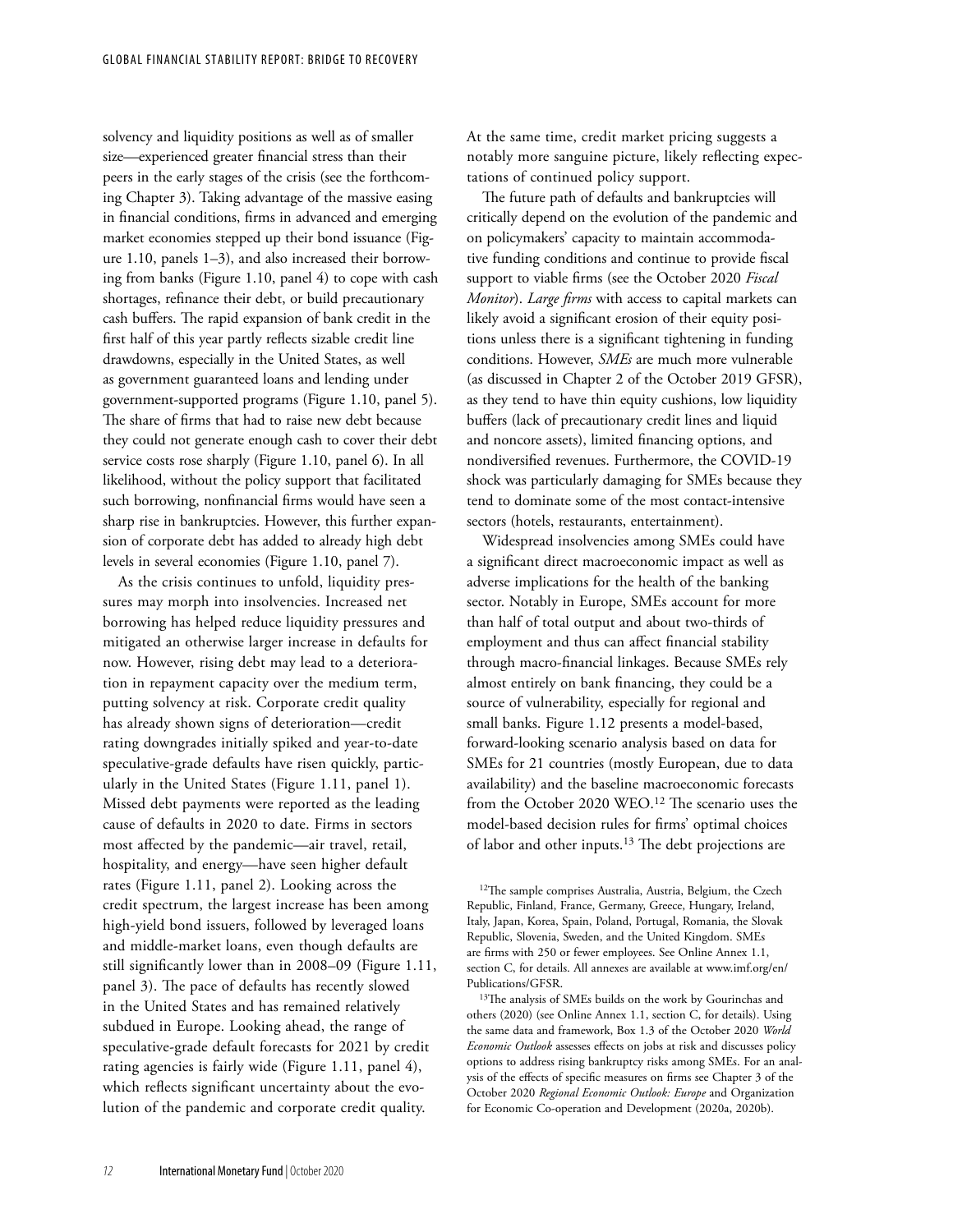solvency and liquidity positions as well as of smaller size—experienced greater financial stress than their peers in the early stages of the crisis (see the forthcoming Chapter 3). Taking advantage of the massive easing in financial conditions, firms in advanced and emerging market economies stepped up their bond issuance (Figure 1.10, panels 1–3), and also increased their borrowing from banks (Figure 1.10, panel 4) to cope with cash shortages, refinance their debt, or build precautionary cash buffers. The rapid expansion of bank credit in the first half of this year partly reflects sizable credit line drawdowns, especially in the United States, as well as government guaranteed loans and lending under government-supported programs (Figure 1.10, panel 5). The share of firms that had to raise new debt because they could not generate enough cash to cover their debt service costs rose sharply (Figure 1.10, panel 6). In all likelihood, without the policy support that facilitated such borrowing, nonfinancial firms would have seen a sharp rise in bankruptcies. However, this further expansion of corporate debt has added to already high debt levels in several economies (Figure 1.10, panel 7).

As the crisis continues to unfold, liquidity pressures may morph into insolvencies. Increased net borrowing has helped reduce liquidity pressures and mitigated an otherwise larger increase in defaults for now. However, rising debt may lead to a deterioration in repayment capacity over the medium term, putting solvency at risk. Corporate credit quality has already shown signs of deterioration—credit rating downgrades initially spiked and year-to-date speculative-grade defaults have risen quickly, particularly in the United States (Figure 1.11, panel 1). Missed debt payments were reported as the leading cause of defaults in 2020 to date. Firms in sectors most affected by the pandemic—air travel, retail, hospitality, and energy—have seen higher default rates (Figure 1.11, panel 2). Looking across the credit spectrum, the largest increase has been among high-yield bond issuers, followed by leveraged loans and middle-market loans, even though defaults are still significantly lower than in 2008–09 (Figure 1.11, panel 3). The pace of defaults has recently slowed in the United States and has remained relatively subdued in Europe. Looking ahead, the range of speculative-grade default forecasts for 2021 by credit rating agencies is fairly wide (Figure 1.11, panel 4), which reflects significant uncertainty about the evolution of the pandemic and corporate credit quality.

At the same time, credit market pricing suggests a notably more sanguine picture, likely reflecting expectations of continued policy support.

The future path of defaults and bankruptcies will critically depend on the evolution of the pandemic and on policymakers' capacity to maintain accommodative funding conditions and continue to provide fiscal support to viable firms (see the October 2020 *Fiscal Monitor*). *Large firms* with access to capital markets can likely avoid a significant erosion of their equity positions unless there is a significant tightening in funding conditions. However, *SMEs* are much more vulnerable (as discussed in Chapter 2 of the October 2019 GFSR), as they tend to have thin equity cushions, low liquidity buffers (lack of precautionary credit lines and liquid and noncore assets), limited financing options, and nondiversified revenues. Furthermore, the COVID-19 shock was particularly damaging for SMEs because they tend to dominate some of the most contact-intensive sectors (hotels, restaurants, entertainment).

Widespread insolvencies among SMEs could have a significant direct macroeconomic impact as well as adverse implications for the health of the banking sector. Notably in Europe, SMEs account for more than half of total output and about two-thirds of employment and thus can affect financial stability through macro-financial linkages. Because SMEs rely almost entirely on bank financing, they could be a source of vulnerability, especially for regional and small banks. Figure 1.12 presents a model-based, forward-looking scenario analysis based on data for SMEs for 21 countries (mostly European, due to data availability) and the baseline macroeconomic forecasts from the October 2020 WEO.[12] The scenario uses the model-based decision rules for firms' optimal choices of labor and other inputs.[13] The debt projections are

[12]The sample comprises Australia, Austria, Belgium, the Czech Republic, Finland, France, Germany, Greece, Hungary, Ireland, Italy, Japan, Korea, Spain, Poland, Portugal, Romania, the Slovak Republic, Slovenia, Sweden, and the United Kingdom. SMEs are firms with 250 or fewer employees. See Online Annex 1.1, section C, for details. All annexes are available at www.imf.org/en/Publications/GFSR.

[13]The analysis of SMEs builds on the work by Gourinchas and others (2020) (see Online Annex 1.1, section C, for details). Using the same data and framework, Box 1.3 of the October 2020 *World Economic Outlook* assesses effects on jobs at risk and discusses policy options to address rising bankruptcy risks among SMEs. For an analysis of the effects of specific measures on firms see Chapter 3 of the October 2020 *Regional Economic Outlook: Europe* and Organization for Economic Co-operation and Development (2020a, 2020b).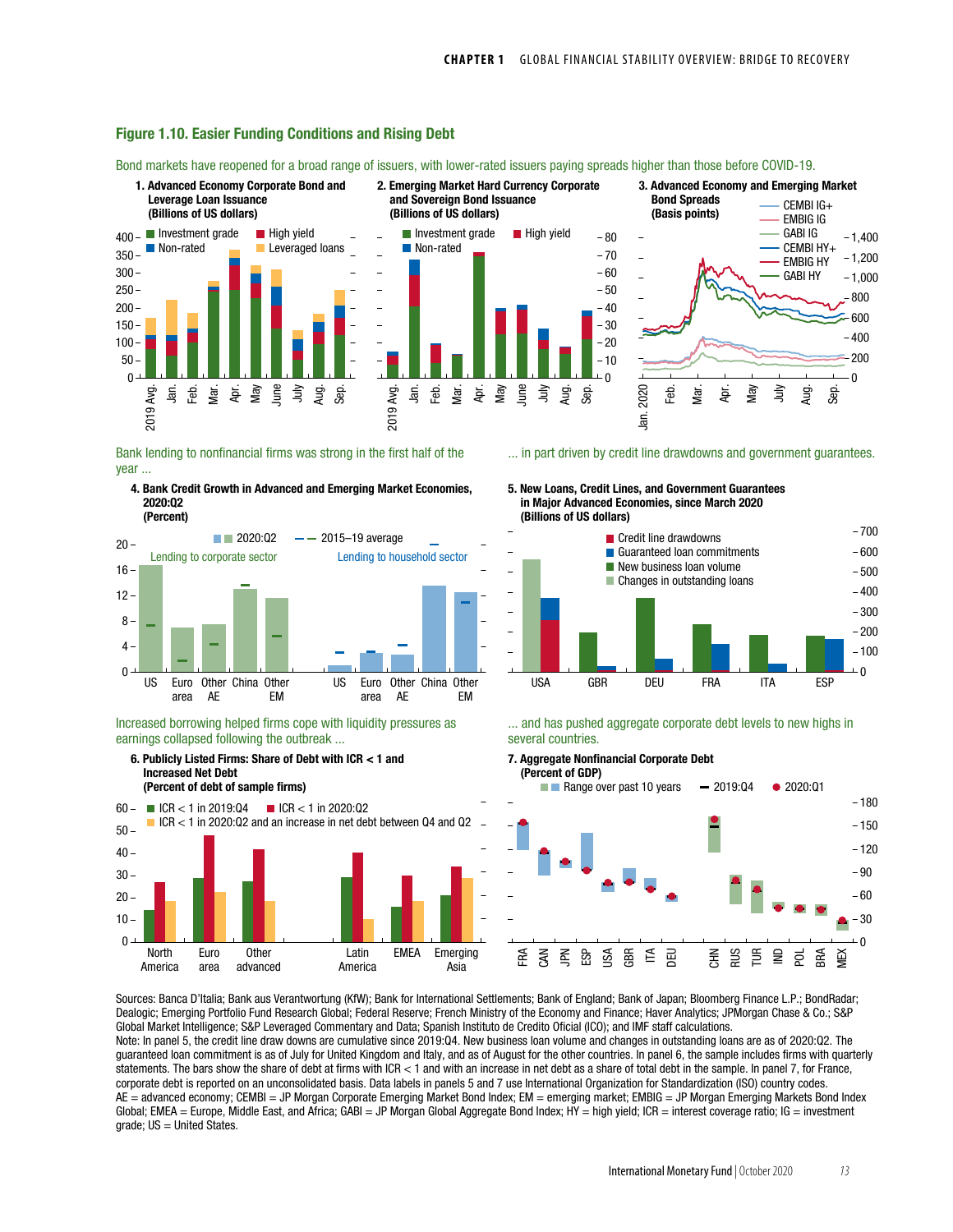### Figure 1.10. Easier Funding Conditions and Rising Debt

Bond markets have reopened for a broad range of issuers, with lower-rated issuers paying spreads higher than those before COVID-19.

**1. Advanced Economy Corporate Bond and Leverage Loan Issuance (Billions of US dollars)**

**2. Emerging Market Hard Currency Corporate and Sovereign Bond Issuance (Billions of US dollars)**

**3. Advanced Economy and Emerging Market Bond Spreads (Basis points)**

Bank lending to nonfinancial firms was strong in the first half of the year ...

**4. Bank Credit Growth in Advanced and Emerging Market Economies, 2020:Q2 (Percent)**

... in part driven by credit line drawdowns and government guarantees.

**5. New Loans, Credit Lines, and Government Guarantees in Major Advanced Economies, since March 2020 (Billions of US dollars)**

Increased borrowing helped firms cope with liquidity pressures as earnings collapsed following the outbreak ...

**6. Publicly Listed Firms: Share of Debt with ICR < 1 and Increased Net Debt (Percent of debt of sample firms)**

... and has pushed aggregate corporate debt levels to new highs in several countries.

**7. Aggregate Nonfinancial Corporate Debt (Percent of GDP)**

Sources: Banca D'Italia; Bank aus Verantwortung (KfW); Bank for International Settlements; Bank of England; Bank of Japan; Bloomberg Finance L.P.; BondRadar; Dealogic; Emerging Portfolio Fund Research Global; Federal Reserve; French Ministry of the Economy and Finance; Haver Analytics; JPMorgan Chase & Co.; S&P Global Market Intelligence; S&P Leveraged Commentary and Data; Spanish Instituto de Credito Oficial (ICO); and IMF staff calculations.

Note: In panel 5, the credit line draw downs are cumulative since 2019:Q4. New business loan volume and changes in outstanding loans are as of 2020:Q2. The guaranteed loan commitment is as of July for United Kingdom and Italy, and as of August for the other countries. In panel 6, the sample includes firms with quarterly statements. The bars show the share of debt at firms with ICR < 1 and with an increase in net debt as a share of total debt in the sample. In panel 7, for France, corporate debt is reported on an unconsolidated basis. Data labels in panels 5 and 7 use International Organization for Standardization (ISO) country codes. AE = advanced economy; CEMBI = JP Morgan Corporate Emerging Market Bond Index; EM = emerging market; EMBIG = JP Morgan Emerging Markets Bond Index Global; EMEA = Europe, Middle East, and Africa; GABI = JP Morgan Global Aggregate Bond Index; HY = high yield; ICR = interest coverage ratio; IG = investment grade; US = United States.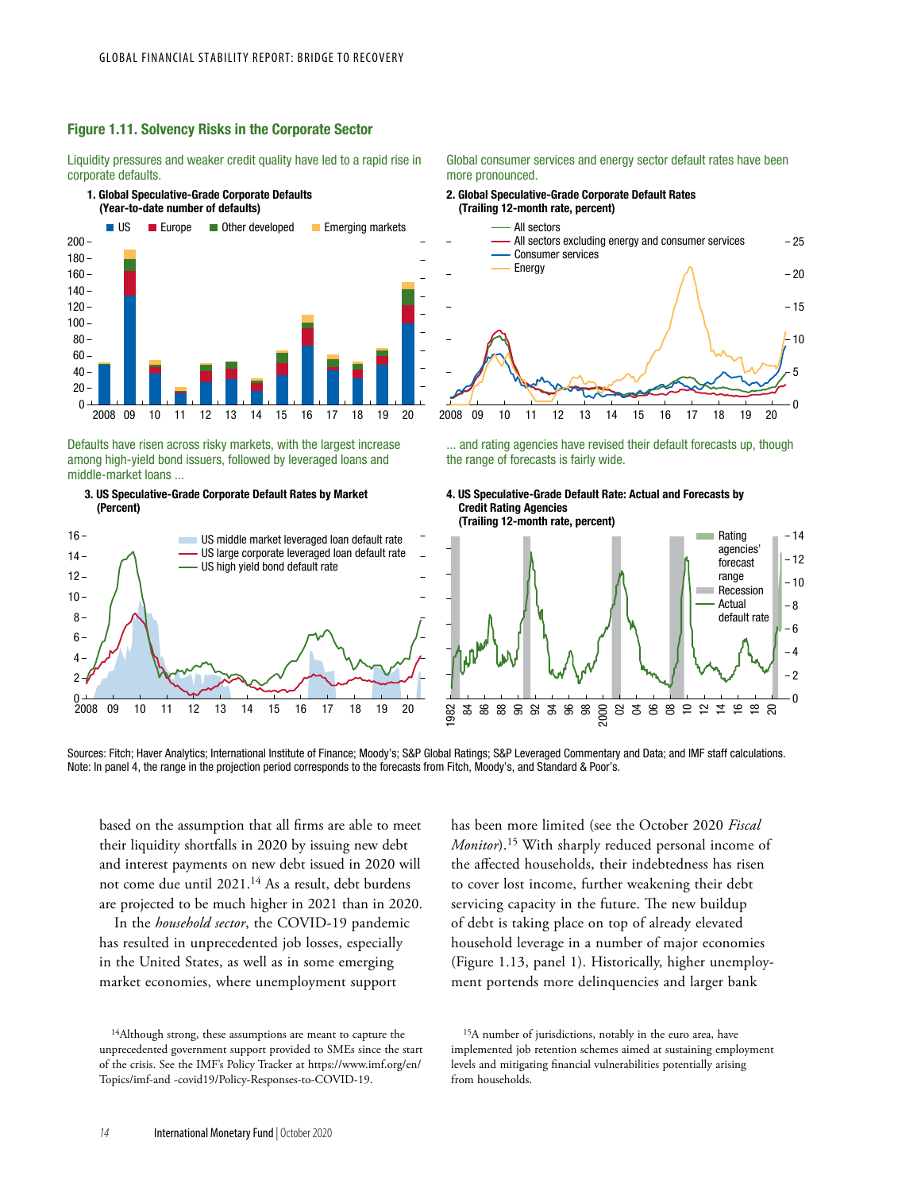**Figure 1.11. Solvency Risks in the Corporate Sector**

Liquidity pressures and weaker credit quality have led to a rapid rise in corporate defaults.

**1. Global Speculative-Grade Corporate Defaults (Year-to-date number of defaults)**

Global consumer services and energy sector default rates have been more pronounced.

**2. Global Speculative-Grade Corporate Default Rates (Trailing 12-month rate, percent)**

Defaults have risen across risky markets, with the largest increase among high-yield bond issuers, followed by leveraged loans and middle-market loans ...

**3. US Speculative-Grade Corporate Default Rates by Market (Percent)**

... and rating agencies have revised their default forecasts up, though the range of forecasts is fairly wide.

**4. US Speculative-Grade Default Rate: Actual and Forecasts by Credit Rating Agencies (Trailing 12-month rate, percent)**

Sources: Fitch; Haver Analytics; International Institute of Finance; Moody's; S&P Global Ratings; S&P Leveraged Commentary and Data; and IMF staff calculations.
Note: In panel 4, the range in the projection period corresponds to the forecasts from Fitch, Moody's, and Standard & Poor's.

based on the assumption that all firms are able to meet their liquidity shortfalls in 2020 by issuing new debt and interest payments on new debt issued in 2020 will not come due until 2021.[14] As a result, debt burdens are projected to be much higher in 2021 than in 2020.

In the *household sector*, the COVID-19 pandemic has resulted in unprecedented job losses, especially in the United States, as well as in some emerging market economies, where unemployment support has been more limited (see the October 2020 *Fiscal Monitor*).[15] With sharply reduced personal income of the affected households, their indebtedness has risen to cover lost income, further weakening their debt servicing capacity in the future. The new buildup of debt is taking place on top of already elevated household leverage in a number of major economies (Figure 1.13, panel 1). Historically, higher unemployment portends more delinquencies and larger bank

[14]Although strong, these assumptions are meant to capture the unprecedented government support provided to SMEs since the start of the crisis. See the IMF's Policy Tracker at https://www.imf.org/en/Topics/imf-and -covid19/Policy-Responses-to-COVID-19.

[15]A number of jurisdictions, notably in the euro area, have implemented job retention schemes aimed at sustaining employment levels and mitigating financial vulnerabilities potentially arising from households.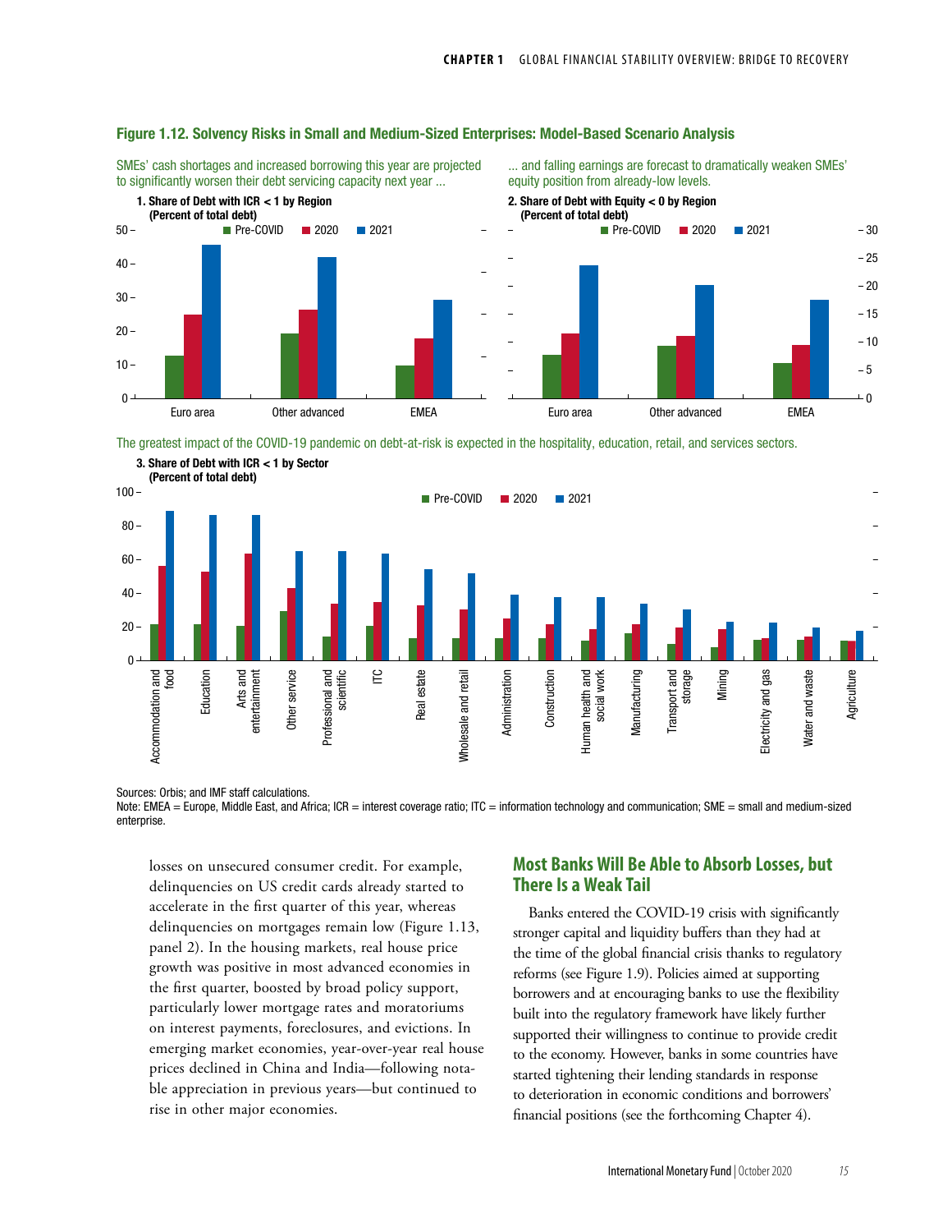**Figure 1.12. Solvency Risks in Small and Medium-Sized Enterprises: Model-Based Scenario Analysis**

SMEs' cash shortages and increased borrowing this year are projected to significantly worsen their debt servicing capacity next year ...

**1. Share of Debt with ICR < 1 by Region**
**(Percent of total debt)**

... and falling earnings are forecast to dramatically weaken SMEs' equity position from already-low levels.

**2. Share of Debt with Equity < 0 by Region**
**(Percent of total debt)**

The greatest impact of the COVID-19 pandemic on debt-at-risk is expected in the hospitality, education, retail, and services sectors.

**3. Share of Debt with ICR < 1 by Sector**
**(Percent of total debt)**

Sources: Orbis; and IMF staff calculations.
Note: EMEA = Europe, Middle East, and Africa; ICR = interest coverage ratio; ITC = information technology and communication; SME = small and medium-sized enterprise.

losses on unsecured consumer credit. For example, delinquencies on US credit cards already started to accelerate in the first quarter of this year, whereas delinquencies on mortgages remain low (Figure 1.13, panel 2). In the housing markets, real house price growth was positive in most advanced economies in the first quarter, boosted by broad policy support, particularly lower mortgage rates and moratoriums on interest payments, foreclosures, and evictions. In emerging market economies, year-over-year real house prices declined in China and India—following notable appreciation in previous years—but continued to rise in other major economies.

## Most Banks Will Be Able to Absorb Losses, but There Is a Weak Tail

Banks entered the COVID-19 crisis with significantly stronger capital and liquidity buffers than they had at the time of the global financial crisis thanks to regulatory reforms (see Figure 1.9). Policies aimed at supporting borrowers and at encouraging banks to use the flexibility built into the regulatory framework have likely further supported their willingness to continue to provide credit to the economy. However, banks in some countries have started tightening their lending standards in response to deterioration in economic conditions and borrowers' financial positions (see the forthcoming Chapter 4).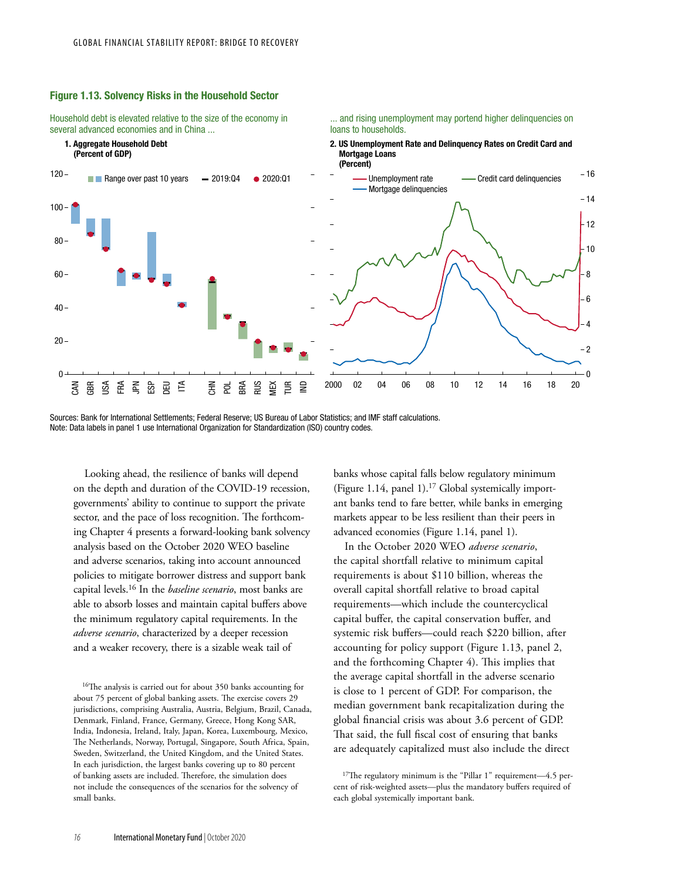### Figure 1.13. Solvency Risks in the Household Sector

Household debt is elevated relative to the size of the economy in several advanced economies and in China ...

**1. Aggregate Household Debt (Percent of GDP)**

... and rising unemployment may portend higher delinquencies on loans to households.

**2. US Unemployment Rate and Delinquency Rates on Credit Card and Mortgage Loans (Percent)**

Sources: Bank for International Settlements; Federal Reserve; US Bureau of Labor Statistics; and IMF staff calculations.
Note: Data labels in panel 1 use International Organization for Standardization (ISO) country codes.

Looking ahead, the resilience of banks will depend on the depth and duration of the COVID-19 recession, governments' ability to continue to support the private sector, and the pace of loss recognition. The forthcoming Chapter 4 presents a forward-looking bank solvency analysis based on the October 2020 WEO baseline and adverse scenarios, taking into account announced policies to mitigate borrower distress and support bank capital levels.[16] In the *baseline scenario*, most banks are able to absorb losses and maintain capital buffers above the minimum regulatory capital requirements. In the *adverse scenario*, characterized by a deeper recession and a weaker recovery, there is a sizable weak tail of banks whose capital falls below regulatory minimum (Figure 1.14, panel 1).[17] Global systemically important banks tend to fare better, while banks in emerging markets appear to be less resilient than their peers in advanced economies (Figure 1.14, panel 1).

In the October 2020 WEO *adverse scenario*, the capital shortfall relative to minimum capital requirements is about $110 billion, whereas the overall capital shortfall relative to broad capital requirements—which include the countercyclical capital buffer, the capital conservation buffer, and systemic risk buffers—could reach $220 billion, after accounting for policy support (Figure 1.13, panel 2, and the forthcoming Chapter 4). This implies that the average capital shortfall in the adverse scenario is close to 1 percent of GDP. For comparison, the median government bank recapitalization during the global financial crisis was about 3.6 percent of GDP. That said, the full fiscal cost of ensuring that banks are adequately capitalized must also include the direct

[16]The analysis is carried out for about 350 banks accounting for about 75 percent of global banking assets. The exercise covers 29 jurisdictions, comprising Australia, Austria, Belgium, Brazil, Canada, Denmark, Finland, France, Germany, Greece, Hong Kong SAR, India, Indonesia, Ireland, Italy, Japan, Korea, Luxembourg, Mexico, The Netherlands, Norway, Portugal, Singapore, South Africa, Spain, Sweden, Switzerland, the United Kingdom, and the United States. In each jurisdiction, the largest banks covering up to 80 percent of banking assets are included. Therefore, the simulation does not include the consequences of the scenarios for the solvency of small banks.

[17]The regulatory minimum is the "Pillar 1" requirement—4.5 percent of risk-weighted assets—plus the mandatory buffers required of each global systemically important bank.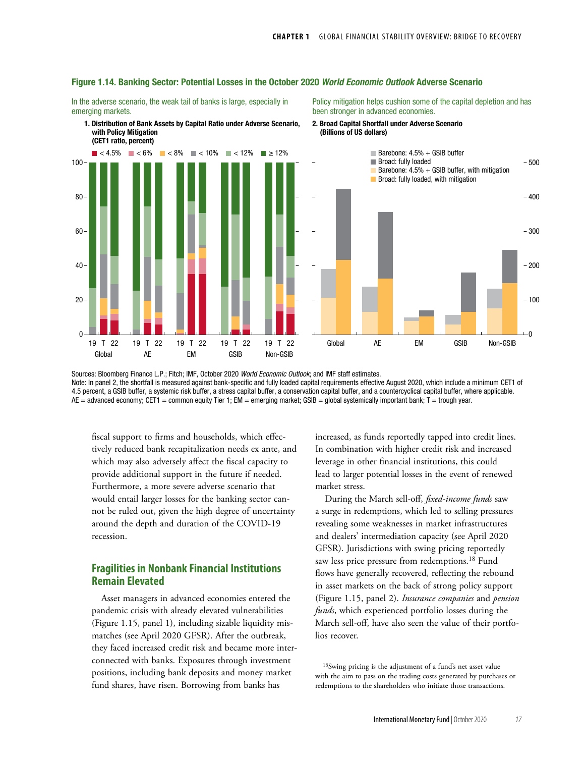**Figure 1.14. Banking Sector: Potential Losses in the October 2020 *World Economic Outlook* Adverse Scenario**

In the adverse scenario, the weak tail of banks is large, especially in emerging markets.

**1. Distribution of Bank Assets by Capital Ratio under Adverse Scenario, with Policy Mitigation (CET1 ratio, percent)**

Policy mitigation helps cushion some of the capital depletion and has been stronger in advanced economies.

**2. Broad Capital Shortfall under Adverse Scenario (Billions of US dollars)**

Sources: Bloomberg Finance L.P.; Fitch; IMF, October 2020 *World Economic Outlook*; and IMF staff estimates.

Note: In panel 2, the shortfall is measured against bank-specific and fully loaded capital requirements effective August 2020, which include a minimum CET1 of 4.5 percent, a GSIB buffer, a systemic risk buffer, a stress capital buffer, a conservation capital buffer, and a countercyclical capital buffer, where applicable. AE = advanced economy; CET1 = common equity Tier 1; EM = emerging market; GSIB = global systemically important bank; T = trough year.

fiscal support to firms and households, which effectively reduced bank recapitalization needs ex ante, and which may also adversely affect the fiscal capacity to provide additional support in the future if needed. Furthermore, a more severe adverse scenario that would entail larger losses for the banking sector cannot be ruled out, given the high degree of uncertainty around the depth and duration of the COVID-19 recession.

## Fragilities in Nonbank Financial Institutions Remain Elevated

Asset managers in advanced economies entered the pandemic crisis with already elevated vulnerabilities (Figure 1.15, panel 1), including sizable liquidity mismatches (see April 2020 GFSR). After the outbreak, they faced increased credit risk and became more interconnected with banks. Exposures through investment positions, including bank deposits and money market fund shares, have risen. Borrowing from banks has increased, as funds reportedly tapped into credit lines. In combination with higher credit risk and increased leverage in other financial institutions, this could lead to larger potential losses in the event of renewed market stress.

During the March sell-off, *fixed-income funds* saw a surge in redemptions, which led to selling pressures revealing some weaknesses in market infrastructures and dealers' intermediation capacity (see April 2020 GFSR). Jurisdictions with swing pricing reportedly saw less price pressure from redemptions.[18] Fund flows have generally recovered, reflecting the rebound in asset markets on the back of strong policy support (Figure 1.15, panel 2). *Insurance companies* and *pension funds*, which experienced portfolio losses during the March sell-off, have also seen the value of their portfolios recover.

[18]Swing pricing is the adjustment of a fund's net asset value with the aim to pass on the trading costs generated by purchases or redemptions to the shareholders who initiate those transactions.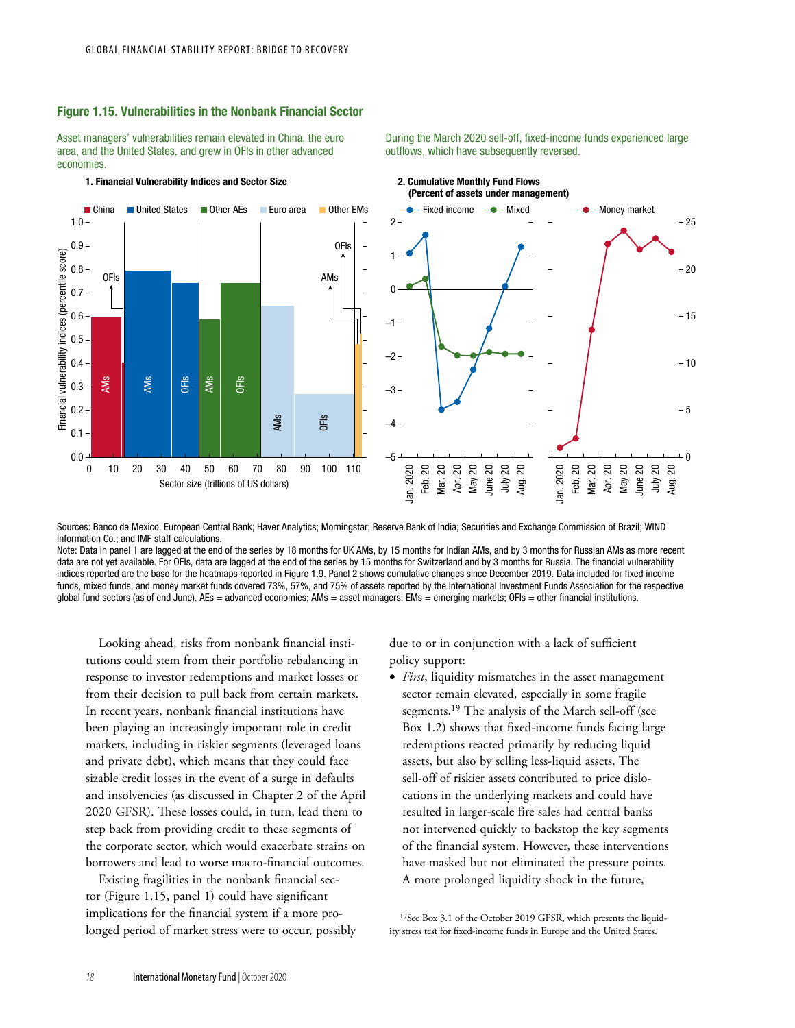**Figure 1.15. Vulnerabilities in the Nonbank Financial Sector**

Asset managers' vulnerabilities remain elevated in China, the euro area, and the United States, and grew in OFIs in other advanced economies.

**1. Financial Vulnerability Indices and Sector Size**

During the March 2020 sell-off, fixed-income funds experienced large outflows, which have subsequently reversed.

**2. Cumulative Monthly Fund Flows (Percent of assets under management)**

Sources: Banco de Mexico; European Central Bank; Haver Analytics; Morningstar; Reserve Bank of India; Securities and Exchange Commission of Brazil; WIND Information Co.; and IMF staff calculations.

Note: Data in panel 1 are lagged at the end of the series by 18 months for UK AMs, by 15 months for Indian AMs, and by 3 months for Russian AMs as more recent data are not yet available. For OFIs, data are lagged at the end of the series by 15 months for Switzerland and by 3 months for Russia. The financial vulnerability indices reported are the base for the heatmaps reported in Figure 1.9. Panel 2 shows cumulative changes since December 2019. Data included for fixed income funds, mixed funds, and money market funds covered 73%, 57%, and 75% of assets reported by the International Investment Funds Association for the respective global fund sectors (as of end June). AEs = advanced economies; AMs = asset managers; EMs = emerging markets; OFIs = other financial institutions.

Looking ahead, risks from nonbank financial institutions could stem from their portfolio rebalancing in response to investor redemptions and market losses or from their decision to pull back from certain markets. In recent years, nonbank financial institutions have been playing an increasingly important role in credit markets, including in riskier segments (leveraged loans and private debt), which means that they could face sizable credit losses in the event of a surge in defaults and insolvencies (as discussed in Chapter 2 of the April 2020 GFSR). These losses could, in turn, lead them to step back from providing credit to these segments of the corporate sector, which would exacerbate strains on borrowers and lead to worse macro-financial outcomes.

Existing fragilities in the nonbank financial sector (Figure 1.15, panel 1) could have significant implications for the financial system if a more prolonged period of market stress were to occur, possibly due to or in conjunction with a lack of sufficient policy support:

- *First*, liquidity mismatches in the asset management sector remain elevated, especially in some fragile segments.[19] The analysis of the March sell-off (see Box 1.2) shows that fixed-income funds facing large redemptions reacted primarily by reducing liquid assets, but also by selling less-liquid assets. The sell-off of riskier assets contributed to price dislocations in the underlying markets and could have resulted in larger-scale fire sales had central banks not intervened quickly to backstop the key segments of the financial system. However, these interventions have masked but not eliminated the pressure points. A more prolonged liquidity shock in the future,

[19]See Box 3.1 of the October 2019 GFSR, which presents the liquidity stress test for fixed-income funds in Europe and the United States.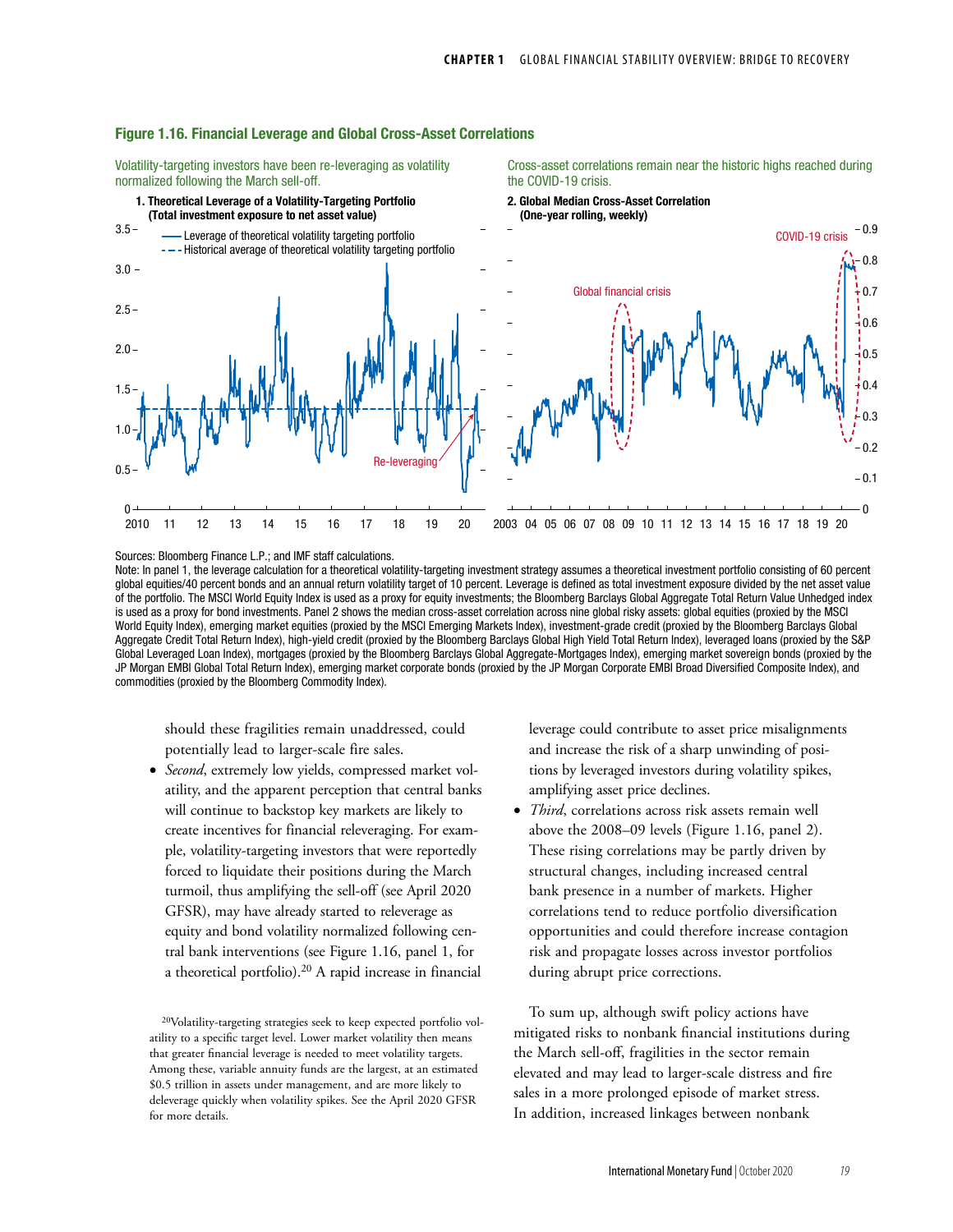### Figure 1.16. Financial Leverage and Global Cross-Asset Correlations

Volatility-targeting investors have been re-leveraging as volatility normalized following the March sell-off.

**1. Theoretical Leverage of a Volatility-Targeting Portfolio (Total investment exposure to net asset value)**

Cross-asset correlations remain near the historic highs reached during the COVID-19 crisis.

**2. Global Median Cross-Asset Correlation (One-year rolling, weekly)**

Sources: Bloomberg Finance L.P.; and IMF staff calculations.

Note: In panel 1, the leverage calculation for a theoretical volatility-targeting investment strategy assumes a theoretical investment portfolio consisting of 60 percent global equities/40 percent bonds and an annual return volatility target of 10 percent. Leverage is defined as total investment exposure divided by the net asset value of the portfolio. The MSCI World Equity Index is used as a proxy for equity investments; the Bloomberg Barclays Global Aggregate Total Return Value Unhedged index is used as a proxy for bond investments. Panel 2 shows the median cross-asset correlation across nine global risky assets: global equities (proxied by the MSCI World Equity Index), emerging market equities (proxied by the MSCI Emerging Markets Index), investment-grade credit (proxied by the Bloomberg Barclays Global Aggregate Credit Total Return Index), high-yield credit (proxied by the Bloomberg Barclays Global High Yield Total Return Index), leveraged loans (proxied by the S&P Global Leveraged Loan Index), mortgages (proxied by the Bloomberg Barclays Global Aggregate-Mortgages Index), emerging market sovereign bonds (proxied by the JP Morgan EMBI Global Total Return Index), emerging market corporate bonds (proxied by the JP Morgan Corporate EMBI Broad Diversified Composite Index), and commodities (proxied by the Bloomberg Commodity Index).

should these fragilities remain unaddressed, could potentially lead to larger-scale fire sales.

- *Second*, extremely low yields, compressed market volatility, and the apparent perception that central banks will continue to backstop key markets are likely to create incentives for financial releveraging. For example, volatility-targeting investors that were reportedly forced to liquidate their positions during the March turmoil, thus amplifying the sell-off (see April 2020 GFSR), may have already started to releverage as equity and bond volatility normalized following central bank interventions (see Figure 1.16, panel 1, for a theoretical portfolio).[20] A rapid increase in financial leverage could contribute to asset price misalignments and increase the risk of a sharp unwinding of positions by leveraged investors during volatility spikes, amplifying asset price declines.
- *Third*, correlations across risk assets remain well above the 2008–09 levels (Figure 1.16, panel 2). These rising correlations may be partly driven by structural changes, including increased central bank presence in a number of markets. Higher correlations tend to reduce portfolio diversification opportunities and could therefore increase contagion risk and propagate losses across investor portfolios during abrupt price corrections.

To sum up, although swift policy actions have mitigated risks to nonbank financial institutions during the March sell-off, fragilities in the sector remain elevated and may lead to larger-scale distress and fire sales in a more prolonged episode of market stress. In addition, increased linkages between nonbank

[20]Volatility-targeting strategies seek to keep expected portfolio volatility to a specific target level. Lower market volatility then means that greater financial leverage is needed to meet volatility targets. Among these, variable annuity funds are the largest, at an estimated \$0.5 trillion in assets under management, and are more likely to deleverage quickly when volatility spikes. See the April 2020 GFSR for more details.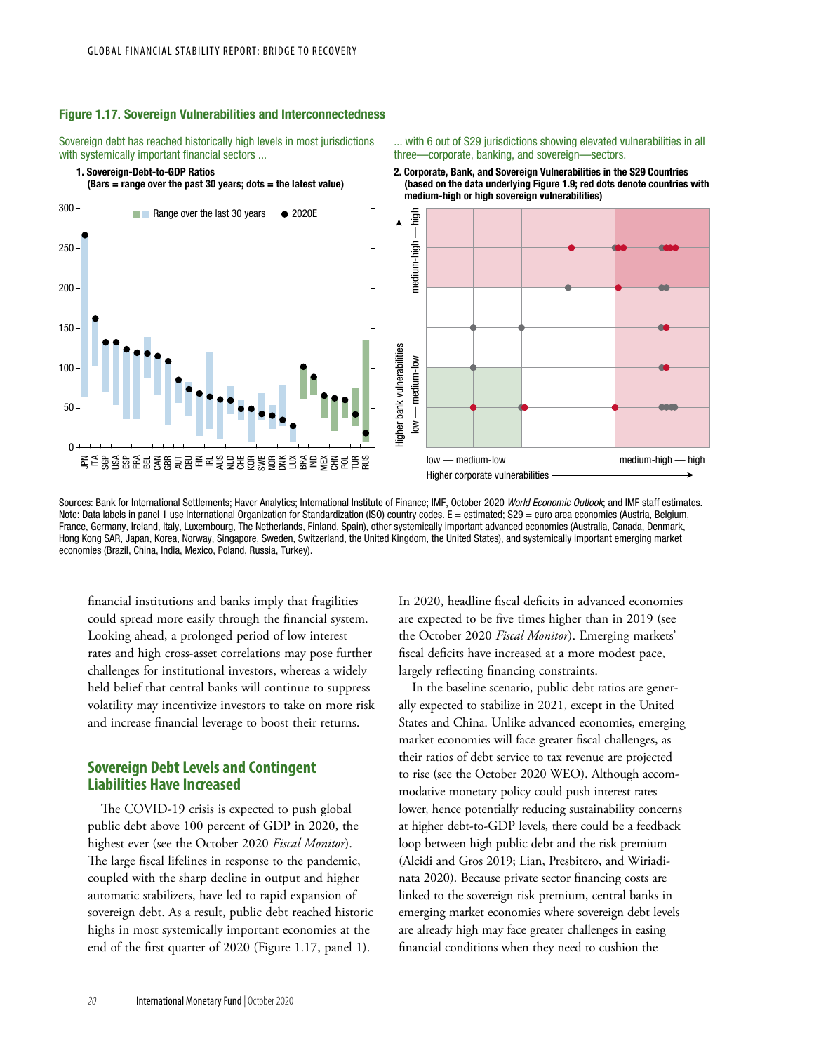**Figure 1.17. Sovereign Vulnerabilities and Interconnectedness**

Sovereign debt has reached historically high levels in most jurisdictions with systemically important financial sectors ...

1. Sovereign-Debt-to-GDP Ratios
(Bars = range over the past 30 years; dots = the latest value)

... with 6 out of S29 jurisdictions showing elevated vulnerabilities in all three—corporate, banking, and sovereign—sectors.

2. Corporate, Bank, and Sovereign Vulnerabilities in the S29 Countries
(based on the data underlying Figure 1.9; red dots denote countries with medium-high or high sovereign vulnerabilities)

Sources: Bank for International Settlements; Haver Analytics; International Institute of Finance; IMF, October 2020 *World Economic Outlook*; and IMF staff estimates.
Note: Data labels in panel 1 use International Organization for Standardization (ISO) country codes. E = estimated; S29 = euro area economies (Austria, Belgium, France, Germany, Ireland, Italy, Luxembourg, The Netherlands, Finland, Spain), other systemically important advanced economies (Australia, Canada, Denmark, Hong Kong SAR, Japan, Korea, Norway, Singapore, Sweden, Switzerland, the United Kingdom, the United States), and systemically important emerging market economies (Brazil, China, India, Mexico, Poland, Russia, Turkey).

financial institutions and banks imply that fragilities could spread more easily through the financial system. Looking ahead, a prolonged period of low interest rates and high cross-asset correlations may pose further challenges for institutional investors, whereas a widely held belief that central banks will continue to suppress volatility may incentivize investors to take on more risk and increase financial leverage to boost their returns.

## Sovereign Debt Levels and Contingent Liabilities Have Increased

The COVID-19 crisis is expected to push global public debt above 100 percent of GDP in 2020, the highest ever (see the October 2020 *Fiscal Monitor*). The large fiscal lifelines in response to the pandemic, coupled with the sharp decline in output and higher automatic stabilizers, have led to rapid expansion of sovereign debt. As a result, public debt reached historic highs in most systemically important economies at the end of the first quarter of 2020 (Figure 1.17, panel 1).

In 2020, headline fiscal deficits in advanced economies are expected to be five times higher than in 2019 (see the October 2020 *Fiscal Monitor*). Emerging markets' fiscal deficits have increased at a more modest pace, largely reflecting financing constraints.

In the baseline scenario, public debt ratios are generally expected to stabilize in 2021, except in the United States and China. Unlike advanced economies, emerging market economies will face greater fiscal challenges, as their ratios of debt service to tax revenue are projected to rise (see the October 2020 WEO). Although accommodative monetary policy could push interest rates lower, hence potentially reducing sustainability concerns at higher debt-to-GDP levels, there could be a feedback loop between high public debt and the risk premium (Alcidi and Gros 2019; Lian, Presbitero, and Wiriadinata 2020). Because private sector financing costs are linked to the sovereign risk premium, central banks in emerging market economies where sovereign debt levels are already high may face greater challenges in easing financial conditions when they need to cushion the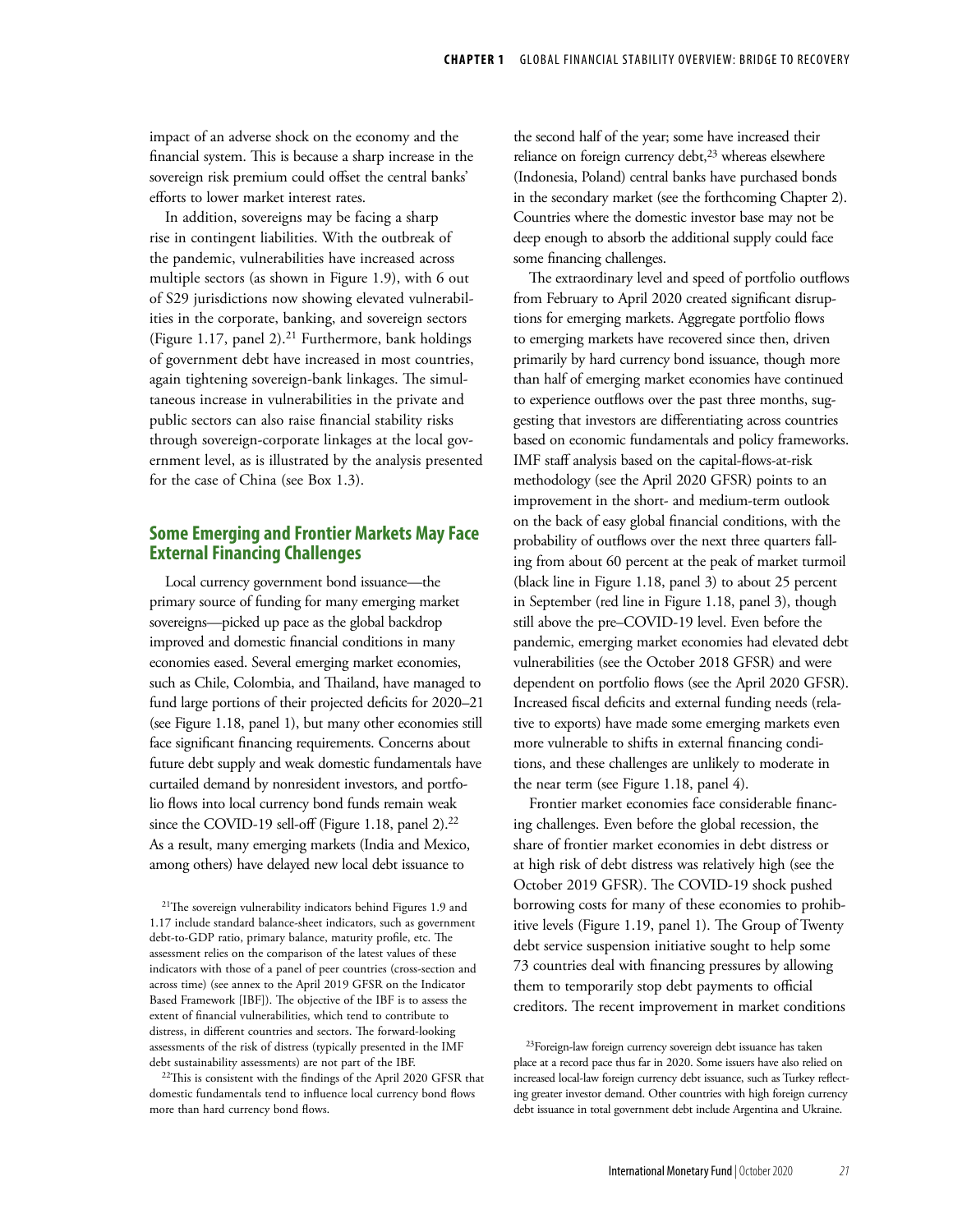impact of an adverse shock on the economy and the financial system. This is because a sharp increase in the sovereign risk premium could offset the central banks' efforts to lower market interest rates.

In addition, sovereigns may be facing a sharp rise in contingent liabilities. With the outbreak of the pandemic, vulnerabilities have increased across multiple sectors (as shown in Figure 1.9), with 6 out of S29 jurisdictions now showing elevated vulnerabilities in the corporate, banking, and sovereign sectors (Figure 1.17, panel 2).[21] Furthermore, bank holdings of government debt have increased in most countries, again tightening sovereign-bank linkages. The simultaneous increase in vulnerabilities in the private and public sectors can also raise financial stability risks through sovereign-corporate linkages at the local government level, as is illustrated by the analysis presented for the case of China (see Box 1.3).

## Some Emerging and Frontier Markets May Face External Financing Challenges

Local currency government bond issuance—the primary source of funding for many emerging market sovereigns—picked up pace as the global backdrop improved and domestic financial conditions in many economies eased. Several emerging market economies, such as Chile, Colombia, and Thailand, have managed to fund large portions of their projected deficits for 2020–21 (see Figure 1.18, panel 1), but many other economies still face significant financing requirements. Concerns about future debt supply and weak domestic fundamentals have curtailed demand by nonresident investors, and portfolio flows into local currency bond funds remain weak since the COVID-19 sell-off (Figure 1.18, panel 2).[22] As a result, many emerging markets (India and Mexico, among others) have delayed new local debt issuance to the second half of the year; some have increased their reliance on foreign currency debt,[23] whereas elsewhere (Indonesia, Poland) central banks have purchased bonds in the secondary market (see the forthcoming Chapter 2). Countries where the domestic investor base may not be deep enough to absorb the additional supply could face some financing challenges.

The extraordinary level and speed of portfolio outflows from February to April 2020 created significant disruptions for emerging markets. Aggregate portfolio flows to emerging markets have recovered since then, driven primarily by hard currency bond issuance, though more than half of emerging market economies have continued to experience outflows over the past three months, suggesting that investors are differentiating across countries based on economic fundamentals and policy frameworks. IMF staff analysis based on the capital-flows-at-risk methodology (see the April 2020 GFSR) points to an improvement in the short- and medium-term outlook on the back of easy global financial conditions, with the probability of outflows over the next three quarters falling from about 60 percent at the peak of market turmoil (black line in Figure 1.18, panel 3) to about 25 percent in September (red line in Figure 1.18, panel 3), though still above the pre–COVID-19 level. Even before the pandemic, emerging market economies had elevated debt vulnerabilities (see the October 2018 GFSR) and were dependent on portfolio flows (see the April 2020 GFSR). Increased fiscal deficits and external funding needs (relative to exports) have made some emerging markets even more vulnerable to shifts in external financing conditions, and these challenges are unlikely to moderate in the near term (see Figure 1.18, panel 4).

Frontier market economies face considerable financing challenges. Even before the global recession, the share of frontier market economies in debt distress or at high risk of debt distress was relatively high (see the October 2019 GFSR). The COVID-19 shock pushed borrowing costs for many of these economies to prohibitive levels (Figure 1.19, panel 1). The Group of Twenty debt service suspension initiative sought to help some 73 countries deal with financing pressures by allowing them to temporarily stop debt payments to official creditors. The recent improvement in market conditions

[21]The sovereign vulnerability indicators behind Figures 1.9 and 1.17 include standard balance-sheet indicators, such as government debt-to-GDP ratio, primary balance, maturity profile, etc. The assessment relies on the comparison of the latest values of these indicators with those of a panel of peer countries (cross-section and across time) (see annex to the April 2019 GFSR on the Indicator Based Framework [IBF]). The objective of the IBF is to assess the extent of financial vulnerabilities, which tend to contribute to distress, in different countries and sectors. The forward-looking assessments of the risk of distress (typically presented in the IMF debt sustainability assessments) are not part of the IBF.

[22]This is consistent with the findings of the April 2020 GFSR that domestic fundamentals tend to influence local currency bond flows more than hard currency bond flows.

[23]Foreign-law foreign currency sovereign debt issuance has taken place at a record pace thus far in 2020. Some issuers have also relied on increased local-law foreign currency debt issuance, such as Turkey reflecting greater investor demand. Other countries with high foreign currency debt issuance in total government debt include Argentina and Ukraine.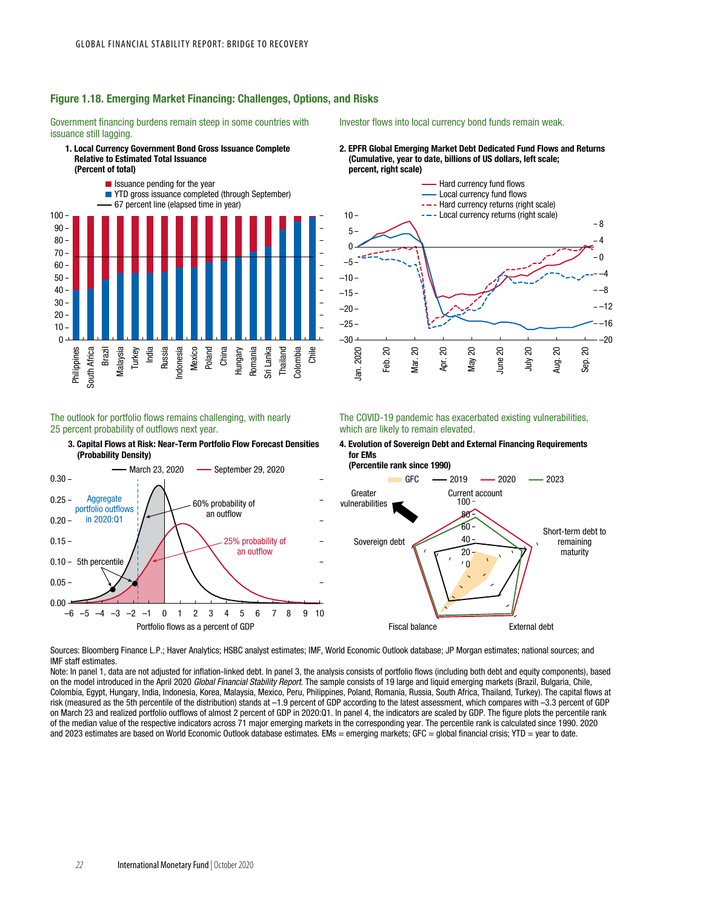## Figure 1.18. Emerging Market Financing: Challenges, Options, and Risks

Government financing burdens remain steep in some countries with issuance still lagging.

**1. Local Currency Government Bond Gross Issuance Complete Relative to Estimated Total Issuance (Percent of total)**

- Issuance pending for the year
- YTD gross issuance completed (through September)
- 67 percent line (elapsed time in year)

Philippines, South Africa, Brazil, Malaysia, Turkey, India, Russia, Indonesia, Mexico, Poland, China, Hungary, Romania, Sri Lanka, Thailand, Colombia, Chile

Investor flows into local currency bond funds remain weak.

**2. EPFR Global Emerging Market Debt Dedicated Fund Flows and Returns (Cumulative, year to date, billions of US dollars, left scale; percent, right scale)**

- Hard currency fund flows
- Local currency fund flows
- Hard currency returns (right scale)
- Local currency returns (right scale)

The outlook for portfolio flows remains challenging, with nearly 25 percent probability of outflows next year.

**3. Capital Flows at Risk: Near-Term Portfolio Flow Forecast Densities (Probability Density)**

March 23, 2020 — September 29, 2020

Aggregate portfolio outflows in 2020:Q1; 5th percentile; 60% probability of an outflow; 25% probability of an outflow

Portfolio flows as a percent of GDP

The COVID-19 pandemic has exacerbated existing vulnerabilities, which are likely to remain elevated.

**4. Evolution of Sovereign Debt and External Financing Requirements for EMs (Percentile rank since 1990)**

GFC — 2019 — 2020 — 2023

Greater vulnerabilities; Current account; Short-term debt to remaining maturity; External debt; Fiscal balance; Sovereign debt

Sources: Bloomberg Finance L.P.; Haver Analytics; HSBC analyst estimates; IMF, World Economic Outlook database; JP Morgan estimates; national sources; and IMF staff estimates.

Note: In panel 1, data are not adjusted for inflation-linked debt. In panel 3, the analysis consists of portfolio flows (including both debt and equity components), based on the model introduced in the April 2020 *Global Financial Stability Report*. The sample consists of 19 large and liquid emerging markets (Brazil, Bulgaria, Chile, Colombia, Egypt, Hungary, India, Indonesia, Korea, Malaysia, Mexico, Peru, Philippines, Poland, Romania, Russia, South Africa, Thailand, Turkey). The capital flows at risk (measured as the 5th percentile of the distribution) stands at –1.9 percent of GDP according to the latest assessment, which compares with –3.3 percent of GDP on March 23 and realized portfolio outflows of almost 2 percent of GDP in 2020:Q1. In panel 4, the indicators are scaled by GDP. The figure plots the percentile rank of the median value of the respective indicators across 71 major emerging markets in the corresponding year. The percentile rank is calculated since 1990. 2020 and 2023 estimates are based on World Economic Outlook database estimates. EMs = emerging markets; GFC = global financial crisis; YTD = year to date.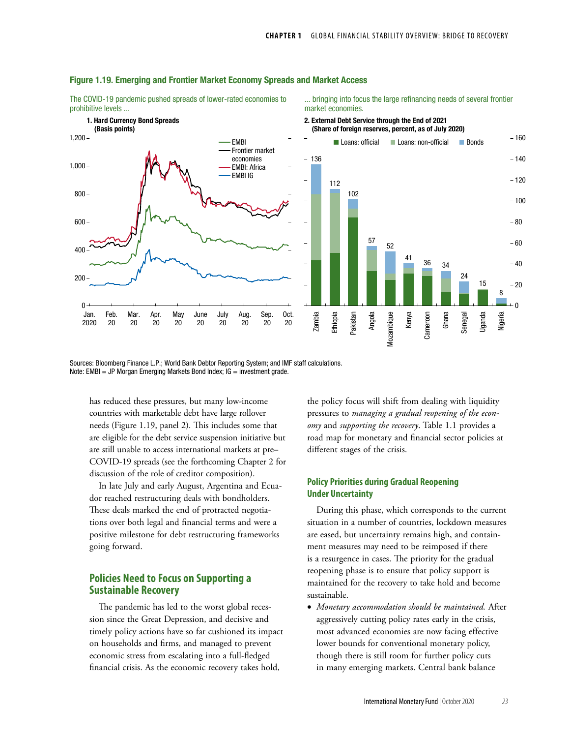**Figure 1.19. Emerging and Frontier Market Economy Spreads and Market Access**

The COVID-19 pandemic pushed spreads of lower-rated economies to prohibitive levels ...

**1. Hard Currency Bond Spreads**
**(Basis points)**

... bringing into focus the large refinancing needs of several frontier market economies.

**2. External Debt Service through the End of 2021**
**(Share of foreign reserves, percent, as of July 2020)**

| Country | Total |
|---|---|
| Zambia | 136 |
| Ethiopia | 112 |
| Pakistan | 102 |
| Angola | 57 |
| Mozambique | 52 |
| Kenya | 41 |
| Cameroon | 36 |
| Ghana | 34 |
| Senegal | 24 |
| Uganda | 15 |
| Nigeria | 8 |

Sources: Bloomberg Finance L.P.; World Bank Debtor Reporting System; and IMF staff calculations.
Note: EMBI = JP Morgan Emerging Markets Bond Index; IG = investment grade.

has reduced these pressures, but many low-income countries with marketable debt have large rollover needs (Figure 1.19, panel 2). This includes some that are eligible for the debt service suspension initiative but are still unable to access international markets at pre–COVID-19 spreads (see the forthcoming Chapter 2 for discussion of the role of creditor composition).

In late July and early August, Argentina and Ecuador reached restructuring deals with bondholders. These deals marked the end of protracted negotiations over both legal and financial terms and were a positive milestone for debt restructuring frameworks going forward.

## Policies Need to Focus on Supporting a Sustainable Recovery

The pandemic has led to the worst global recession since the Great Depression, and decisive and timely policy actions have so far cushioned its impact on households and firms, and managed to prevent economic stress from escalating into a full-fledged financial crisis. As the economic recovery takes hold, the policy focus will shift from dealing with liquidity pressures to *managing a gradual reopening of the economy* and *supporting the recovery*. Table 1.1 provides a road map for monetary and financial sector policies at different stages of the crisis.

### Policy Priorities during Gradual Reopening Under Uncertainty

During this phase, which corresponds to the current situation in a number of countries, lockdown measures are eased, but uncertainty remains high, and containment measures may need to be reimposed if there is a resurgence in cases. The priority for the gradual reopening phase is to ensure that policy support is maintained for the recovery to take hold and become sustainable.

- *Monetary accommodation should be maintained.* After aggressively cutting policy rates early in the crisis, most advanced economies are now facing effective lower bounds for conventional monetary policy, though there is still room for further policy cuts in many emerging markets. Central bank balance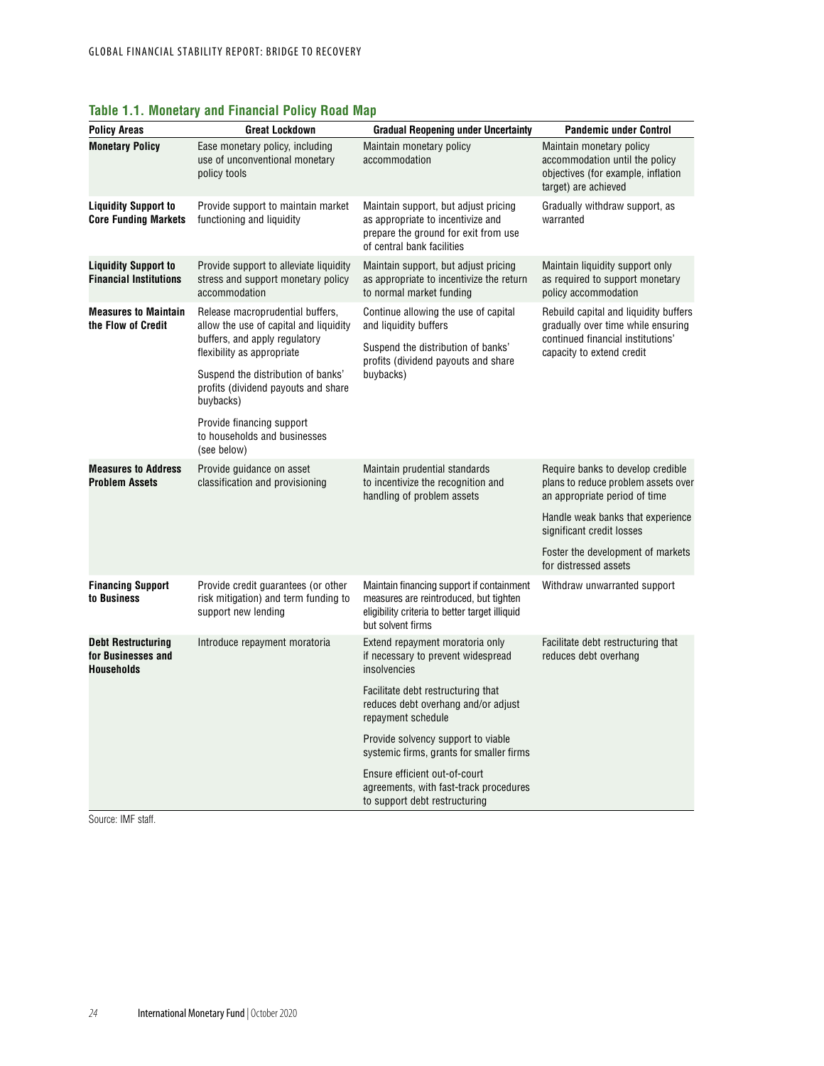### Table 1.1. Monetary and Financial Policy Road Map

| Policy Areas | Great Lockdown | Gradual Reopening under Uncertainty | Pandemic under Control |
|---|---|---|---|
| **Monetary Policy** | Ease monetary policy, including use of unconventional monetary policy tools | Maintain monetary policy accommodation | Maintain monetary policy accommodation until the policy objectives (for example, inflation target) are achieved |
| **Liquidity Support to Core Funding Markets** | Provide support to maintain market functioning and liquidity | Maintain support, but adjust pricing as appropriate to incentivize and prepare the ground for exit from use of central bank facilities | Gradually withdraw support, as warranted |
| **Liquidity Support to Financial Institutions** | Provide support to alleviate liquidity stress and support monetary policy accommodation | Maintain support, but adjust pricing as appropriate to incentivize the return to normal market funding | Maintain liquidity support only as required to support monetary policy accommodation |
| **Measures to Maintain the Flow of Credit** | Release macroprudential buffers, allow the use of capital and liquidity buffers, and apply regulatory flexibility as appropriate<br><br>Suspend the distribution of banks' profits (dividend payouts and share buybacks)<br><br>Provide financing support to households and businesses (see below) | Continue allowing the use of capital and liquidity buffers<br><br>Suspend the distribution of banks' profits (dividend payouts and share buybacks) | Rebuild capital and liquidity buffers gradually over time while ensuring continued financial institutions' capacity to extend credit |
| **Measures to Address Problem Assets** | Provide guidance on asset classification and provisioning | Maintain prudential standards to incentivize the recognition and handling of problem assets | Require banks to develop credible plans to reduce problem assets over an appropriate period of time<br><br>Handle weak banks that experience significant credit losses<br><br>Foster the development of markets for distressed assets |
| **Financing Support to Business** | Provide credit guarantees (or other risk mitigation) and term funding to support new lending | Maintain financing support if containment measures are reintroduced, but tighten eligibility criteria to better target illiquid but solvent firms | Withdraw unwarranted support |
| **Debt Restructuring for Businesses and Households** | Introduce repayment moratoria | Extend repayment moratoria only if necessary to prevent widespread insolvencies<br><br>Facilitate debt restructuring that reduces debt overhang and/or adjust repayment schedule<br><br>Provide solvency support to viable systemic firms, grants for smaller firms<br><br>Ensure efficient out-of-court agreements, with fast-track procedures to support debt restructuring | Facilitate debt restructuring that reduces debt overhang |

Source: IMF staff.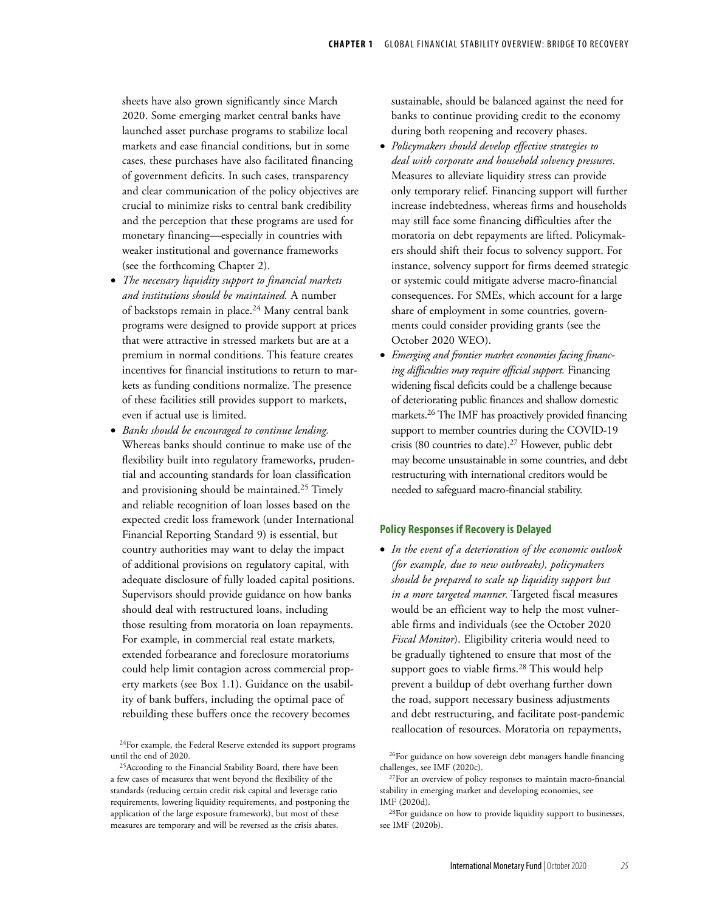sheets have also grown significantly since March 2020. Some emerging market central banks have launched asset purchase programs to stabilize local markets and ease financial conditions, but in some cases, these purchases have also facilitated financing of government deficits. In such cases, transparency and clear communication of the policy objectives are crucial to minimize risks to central bank credibility and the perception that these programs are used for monetary financing—especially in countries with weaker institutional and governance frameworks (see the forthcoming Chapter 2).

- *The necessary liquidity support to financial markets and institutions should be maintained.* A number of backstops remain in place.[24] Many central bank programs were designed to provide support at prices that were attractive in stressed markets but are at a premium in normal conditions. This feature creates incentives for financial institutions to return to markets as funding conditions normalize. The presence of these facilities still provides support to markets, even if actual use is limited.
- *Banks should be encouraged to continue lending.* Whereas banks should continue to make use of the flexibility built into regulatory frameworks, prudential and accounting standards for loan classification and provisioning should be maintained.[25] Timely and reliable recognition of loan losses based on the expected credit loss framework (under International Financial Reporting Standard 9) is essential, but country authorities may want to delay the impact of additional provisions on regulatory capital, with adequate disclosure of fully loaded capital positions. Supervisors should provide guidance on how banks should deal with restructured loans, including those resulting from moratoria on loan repayments. For example, in commercial real estate markets, extended forbearance and foreclosure moratoriums could help limit contagion across commercial property markets (see Box 1.1). Guidance on the usability of bank buffers, including the optimal pace of rebuilding these buffers once the recovery becomes sustainable, should be balanced against the need for banks to continue providing credit to the economy during both reopening and recovery phases.
- *Policymakers should develop effective strategies to deal with corporate and household solvency pressures*. Measures to alleviate liquidity stress can provide only temporary relief. Financing support will further increase indebtedness, whereas firms and households may still face some financing difficulties after the moratoria on debt repayments are lifted. Policymakers should shift their focus to solvency support. For instance, solvency support for firms deemed strategic or systemic could mitigate adverse macro-financial consequences. For SMEs, which account for a large share of employment in some countries, governments could consider providing grants (see the October 2020 WEO).
- *Emerging and frontier market economies facing financing difficulties may require official support.* Financing widening fiscal deficits could be a challenge because of deteriorating public finances and shallow domestic markets.[26] The IMF has proactively provided financing support to member countries during the COVID-19 crisis (80 countries to date).[27] However, public debt may become unsustainable in some countries, and debt restructuring with international creditors would be needed to safeguard macro-financial stability.

### Policy Responses if Recovery is Delayed

- *In the event of a deterioration of the economic outlook (for example, due to new outbreaks), policymakers should be prepared to scale up liquidity support but in a more targeted manner.* Targeted fiscal measures would be an efficient way to help the most vulnerable firms and individuals (see the October 2020 *Fiscal Monitor*). Eligibility criteria would need to be gradually tightened to ensure that most of the support goes to viable firms.[28] This would help prevent a buildup of debt overhang further down the road, support necessary business adjustments and debt restructuring, and facilitate post-pandemic reallocation of resources. Moratoria on repayments,

---

[24] For example, the Federal Reserve extended its support programs until the end of 2020.

[25] According to the Financial Stability Board, there have been a few cases of measures that went beyond the flexibility of the standards (reducing certain credit risk capital and leverage ratio requirements, lowering liquidity requirements, and postponing the application of the large exposure framework), but most of these measures are temporary and will be reversed as the crisis abates.

[26] For guidance on how sovereign debt managers handle financing challenges, see IMF (2020c).

[27] For an overview of policy responses to maintain macro-financial stability in emerging market and developing economies, see IMF (2020d).

[28] For guidance on how to provide liquidity support to businesses, see IMF (2020b).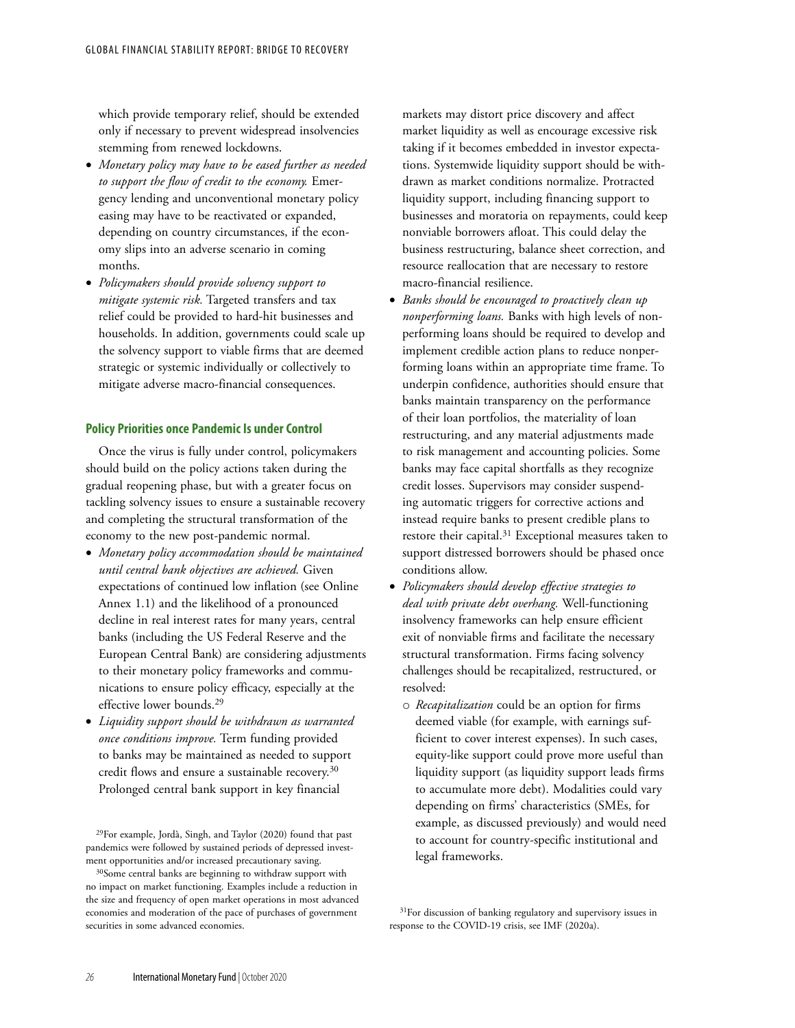which provide temporary relief, should be extended only if necessary to prevent widespread insolvencies stemming from renewed lockdowns.

- *Monetary policy may have to be eased further as needed to support the flow of credit to the economy.* Emergency lending and unconventional monetary policy easing may have to be reactivated or expanded, depending on country circumstances, if the economy slips into an adverse scenario in coming months.
- *Policymakers should provide solvency support to mitigate systemic risk.* Targeted transfers and tax relief could be provided to hard-hit businesses and households. In addition, governments could scale up the solvency support to viable firms that are deemed strategic or systemic individually or collectively to mitigate adverse macro-financial consequences.

### Policy Priorities once Pandemic Is under Control

Once the virus is fully under control, policymakers should build on the policy actions taken during the gradual reopening phase, but with a greater focus on tackling solvency issues to ensure a sustainable recovery and completing the structural transformation of the economy to the new post-pandemic normal.

- *Monetary policy accommodation should be maintained until central bank objectives are achieved.* Given expectations of continued low inflation (see Online Annex 1.1) and the likelihood of a pronounced decline in real interest rates for many years, central banks (including the US Federal Reserve and the European Central Bank) are considering adjustments to their monetary policy frameworks and communications to ensure policy efficacy, especially at the effective lower bounds.[29]
- *Liquidity support should be withdrawn as warranted once conditions improve.* Term funding provided to banks may be maintained as needed to support credit flows and ensure a sustainable recovery.[30] Prolonged central bank support in key financial markets may distort price discovery and affect market liquidity as well as encourage excessive risk taking if it becomes embedded in investor expectations. Systemwide liquidity support should be withdrawn as market conditions normalize. Protracted liquidity support, including financing support to businesses and moratoria on repayments, could keep nonviable borrowers afloat. This could delay the business restructuring, balance sheet correction, and resource reallocation that are necessary to restore macro-financial resilience.
- *Banks should be encouraged to proactively clean up nonperforming loans.* Banks with high levels of nonperforming loans should be required to develop and implement credible action plans to reduce nonperforming loans within an appropriate time frame. To underpin confidence, authorities should ensure that banks maintain transparency on the performance of their loan portfolios, the materiality of loan restructuring, and any material adjustments made to risk management and accounting policies. Some banks may face capital shortfalls as they recognize credit losses. Supervisors may consider suspending automatic triggers for corrective actions and instead require banks to present credible plans to restore their capital.[31] Exceptional measures taken to support distressed borrowers should be phased once conditions allow.
- *Policymakers should develop effective strategies to deal with private debt overhang.* Well-functioning insolvency frameworks can help ensure efficient exit of nonviable firms and facilitate the necessary structural transformation. Firms facing solvency challenges should be recapitalized, restructured, or resolved:
  - *Recapitalization* could be an option for firms deemed viable (for example, with earnings sufficient to cover interest expenses). In such cases, equity-like support could prove more useful than liquidity support (as liquidity support leads firms to accumulate more debt). Modalities could vary depending on firms' characteristics (SMEs, for example, as discussed previously) and would need to account for country-specific institutional and legal frameworks.

[29]For example, Jordà, Singh, and Taylor (2020) found that past pandemics were followed by sustained periods of depressed investment opportunities and/or increased precautionary saving.

[30]Some central banks are beginning to withdraw support with no impact on market functioning. Examples include a reduction in the size and frequency of open market operations in most advanced economies and moderation of the pace of purchases of government securities in some advanced economies.

[31]For discussion of banking regulatory and supervisory issues in response to the COVID-19 crisis, see IMF (2020a).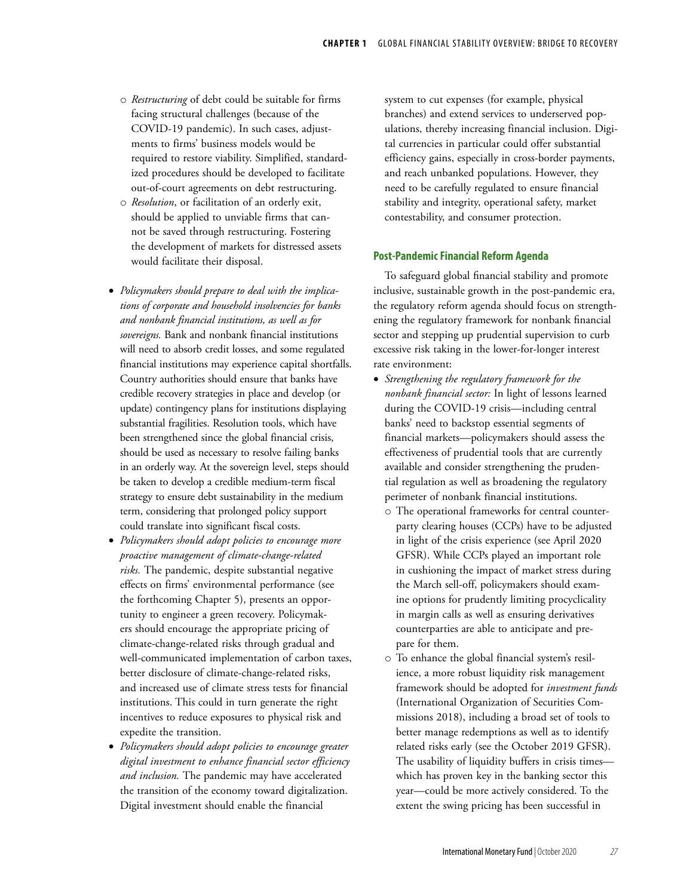- *Restructuring* of debt could be suitable for firms facing structural challenges (because of the COVID-19 pandemic). In such cases, adjustments to firms' business models would be required to restore viability. Simplified, standardized procedures should be developed to facilitate out-of-court agreements on debt restructuring.
- *Resolution*, or facilitation of an orderly exit, should be applied to unviable firms that cannot be saved through restructuring. Fostering the development of markets for distressed assets would facilitate their disposal.

- *Policymakers should prepare to deal with the implications of corporate and household insolvencies for banks and nonbank financial institutions, as well as for sovereigns.* Bank and nonbank financial institutions will need to absorb credit losses, and some regulated financial institutions may experience capital shortfalls. Country authorities should ensure that banks have credible recovery strategies in place and develop (or update) contingency plans for institutions displaying substantial fragilities. Resolution tools, which have been strengthened since the global financial crisis, should be used as necessary to resolve failing banks in an orderly way. At the sovereign level, steps should be taken to develop a credible medium-term fiscal strategy to ensure debt sustainability in the medium term, considering that prolonged policy support could translate into significant fiscal costs.
- *Policymakers should adopt policies to encourage more proactive management of climate-change-related risks.* The pandemic, despite substantial negative effects on firms' environmental performance (see the forthcoming Chapter 5), presents an opportunity to engineer a green recovery. Policymakers should encourage the appropriate pricing of climate-change-related risks through gradual and well-communicated implementation of carbon taxes, better disclosure of climate-change-related risks, and increased use of climate stress tests for financial institutions. This could in turn generate the right incentives to reduce exposures to physical risk and expedite the transition.
- *Policymakers should adopt policies to encourage greater digital investment to enhance financial sector efficiency and inclusion.* The pandemic may have accelerated the transition of the economy toward digitalization. Digital investment should enable the financial system to cut expenses (for example, physical branches) and extend services to underserved populations, thereby increasing financial inclusion. Digital currencies in particular could offer substantial efficiency gains, especially in cross-border payments, and reach unbanked populations. However, they need to be carefully regulated to ensure financial stability and integrity, operational safety, market contestability, and consumer protection.

### Post-Pandemic Financial Reform Agenda

To safeguard global financial stability and promote inclusive, sustainable growth in the post-pandemic era, the regulatory reform agenda should focus on strengthening the regulatory framework for nonbank financial sector and stepping up prudential supervision to curb excessive risk taking in the lower-for-longer interest rate environment:

- *Strengthening the regulatory framework for the nonbank financial sector:* In light of lessons learned during the COVID-19 crisis—including central banks' need to backstop essential segments of financial markets—policymakers should assess the effectiveness of prudential tools that are currently available and consider strengthening the prudential regulation as well as broadening the regulatory perimeter of nonbank financial institutions.
  - The operational frameworks for central counterparty clearing houses (CCPs) have to be adjusted in light of the crisis experience (see April 2020 GFSR). While CCPs played an important role in cushioning the impact of market stress during the March sell-off, policymakers should examine options for prudently limiting procyclicality in margin calls as well as ensuring derivatives counterparties are able to anticipate and prepare for them.
  - To enhance the global financial system's resilience, a more robust liquidity risk management framework should be adopted for *investment funds* (International Organization of Securities Commissions 2018), including a broad set of tools to better manage redemptions as well as to identify related risks early (see the October 2019 GFSR). The usability of liquidity buffers in crisis times—which has proven key in the banking sector this year—could be more actively considered. To the extent the swing pricing has been successful in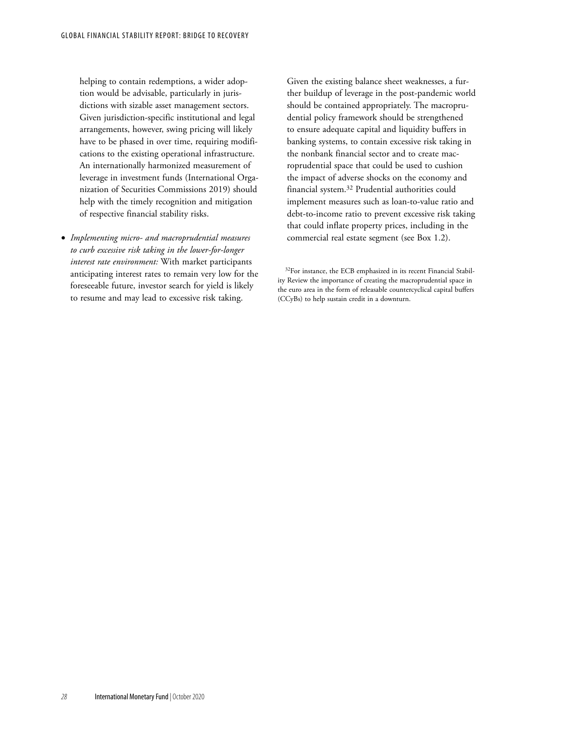helping to contain redemptions, a wider adoption would be advisable, particularly in jurisdictions with sizable asset management sectors. Given jurisdiction-specific institutional and legal arrangements, however, swing pricing will likely have to be phased in over time, requiring modifications to the existing operational infrastructure. An internationally harmonized measurement of leverage in investment funds (International Organization of Securities Commissions 2019) should help with the timely recognition and mitigation of respective financial stability risks.

- *Implementing micro- and macroprudential measures to curb excessive risk taking in the lower-for-longer interest rate environment:* With market participants anticipating interest rates to remain very low for the foreseeable future, investor search for yield is likely to resume and may lead to excessive risk taking.

Given the existing balance sheet weaknesses, a further buildup of leverage in the post-pandemic world should be contained appropriately. The macroprudential policy framework should be strengthened to ensure adequate capital and liquidity buffers in banking systems, to contain excessive risk taking in the nonbank financial sector and to create macroprudential space that could be used to cushion the impact of adverse shocks on the economy and financial system.[32] Prudential authorities could implement measures such as loan-to-value ratio and debt-to-income ratio to prevent excessive risk taking that could inflate property prices, including in the commercial real estate segment (see Box 1.2).

[32]For instance, the ECB emphasized in its recent Financial Stability Review the importance of creating the macroprudential space in the euro area in the form of releasable countercyclical capital buffers (CCyBs) to help sustain credit in a downturn.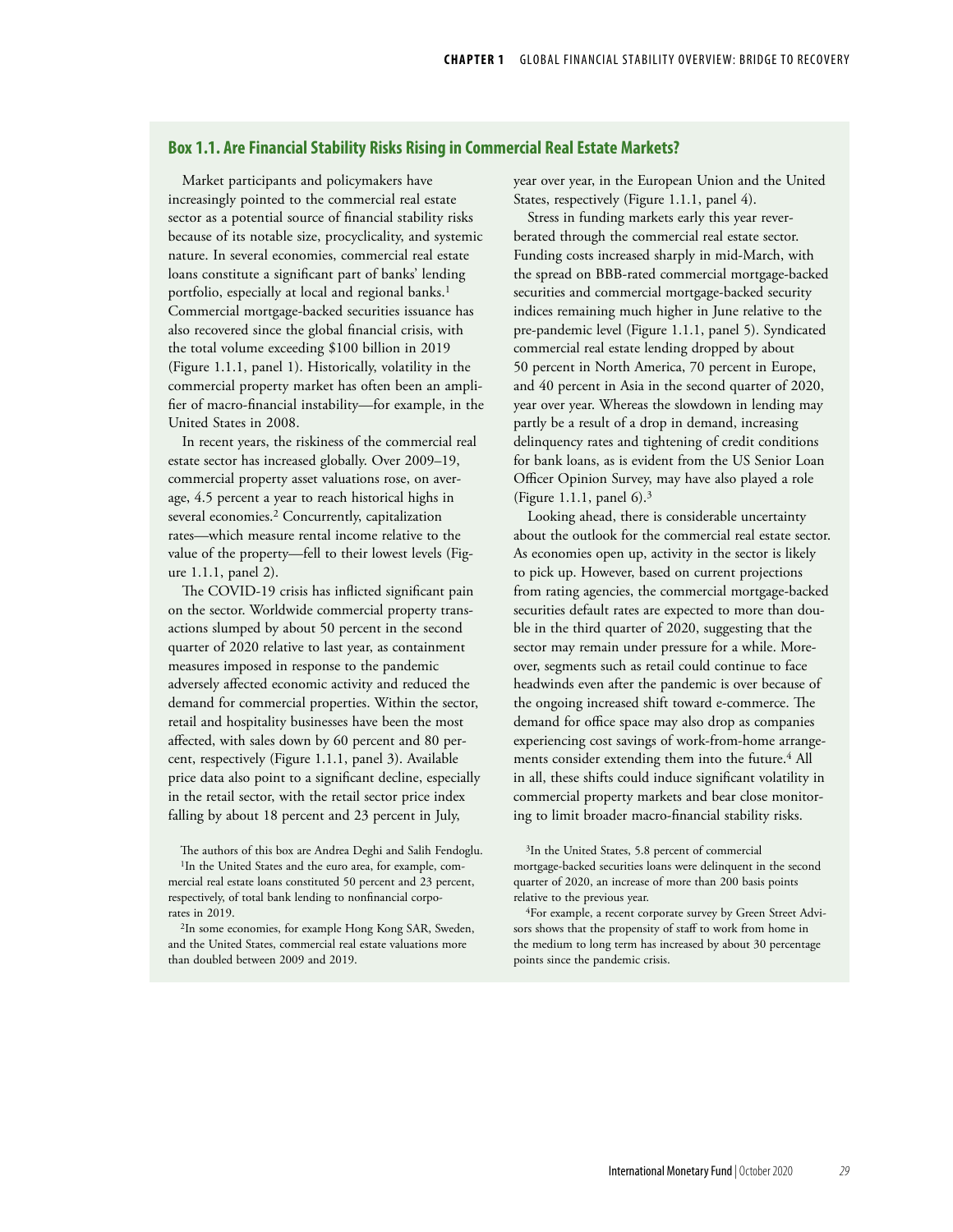## Box 1.1. Are Financial Stability Risks Rising in Commercial Real Estate Markets?

Market participants and policymakers have increasingly pointed to the commercial real estate sector as a potential source of financial stability risks because of its notable size, procyclicality, and systemic nature. In several economies, commercial real estate loans constitute a significant part of banks' lending portfolio, especially at local and regional banks.[1] Commercial mortgage-backed securities issuance has also recovered since the global financial crisis, with the total volume exceeding $100 billion in 2019 (Figure 1.1.1, panel 1). Historically, volatility in the commercial property market has often been an amplifier of macro-financial instability—for example, in the United States in 2008.

In recent years, the riskiness of the commercial real estate sector has increased globally. Over 2009–19, commercial property asset valuations rose, on average, 4.5 percent a year to reach historical highs in several economies.[2] Concurrently, capitalization rates—which measure rental income relative to the value of the property—fell to their lowest levels (Figure 1.1.1, panel 2).

The COVID-19 crisis has inflicted significant pain on the sector. Worldwide commercial property transactions slumped by about 50 percent in the second quarter of 2020 relative to last year, as containment measures imposed in response to the pandemic adversely affected economic activity and reduced the demand for commercial properties. Within the sector, retail and hospitality businesses have been the most affected, with sales down by 60 percent and 80 percent, respectively (Figure 1.1.1, panel 3). Available price data also point to a significant decline, especially in the retail sector, with the retail sector price index falling by about 18 percent and 23 percent in July, year over year, in the European Union and the United States, respectively (Figure 1.1.1, panel 4).

Stress in funding markets early this year reverberated through the commercial real estate sector. Funding costs increased sharply in mid-March, with the spread on BBB-rated commercial mortgage-backed securities and commercial mortgage-backed security indices remaining much higher in June relative to the pre-pandemic level (Figure 1.1.1, panel 5). Syndicated commercial real estate lending dropped by about 50 percent in North America, 70 percent in Europe, and 40 percent in Asia in the second quarter of 2020, year over year. Whereas the slowdown in lending may partly be a result of a drop in demand, increasing delinquency rates and tightening of credit conditions for bank loans, as is evident from the US Senior Loan Officer Opinion Survey, may have also played a role (Figure 1.1.1, panel 6).[3]

Looking ahead, there is considerable uncertainty about the outlook for the commercial real estate sector. As economies open up, activity in the sector is likely to pick up. However, based on current projections from rating agencies, the commercial mortgage-backed securities default rates are expected to more than double in the third quarter of 2020, suggesting that the sector may remain under pressure for a while. Moreover, segments such as retail could continue to face headwinds even after the pandemic is over because of the ongoing increased shift toward e-commerce. The demand for office space may also drop as companies experiencing cost savings of work-from-home arrangements consider extending them into the future.[4] All in all, these shifts could induce significant volatility in commercial property markets and bear close monitoring to limit broader macro-financial stability risks.

The authors of this box are Andrea Deghi and Salih Fendoglu.

[1]In the United States and the euro area, for example, commercial real estate loans constituted 50 percent and 23 percent, respectively, of total bank lending to nonfinancial corporates in 2019.

[2]In some economies, for example Hong Kong SAR, Sweden, and the United States, commercial real estate valuations more than doubled between 2009 and 2019.

[3]In the United States, 5.8 percent of commercial mortgage-backed securities loans were delinquent in the second quarter of 2020, an increase of more than 200 basis points relative to the previous year.

[4]For example, a recent corporate survey by Green Street Advisors shows that the propensity of staff to work from home in the medium to long term has increased by about 30 percentage points since the pandemic crisis.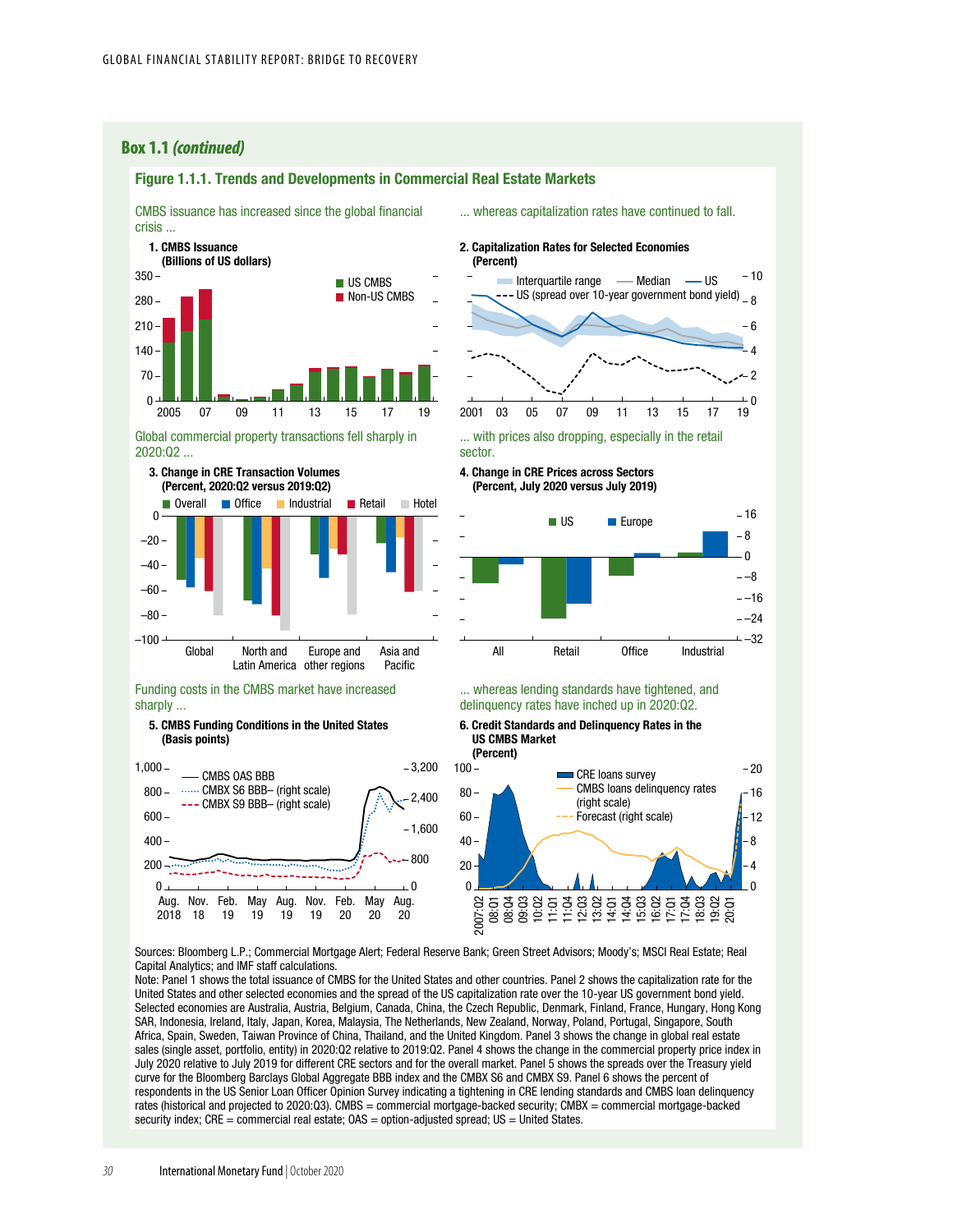## Box 1.1 *(continued)*

### Figure 1.1.1. Trends and Developments in Commercial Real Estate Markets

CMBS issuance has increased since the global financial crisis ...

**1. CMBS Issuance**
**(Billions of US dollars)**

... whereas capitalization rates have continued to fall.

**2. Capitalization Rates for Selected Economies**
**(Percent)**

Global commercial property transactions fell sharply in 2020:Q2 ...

**3. Change in CRE Transaction Volumes**
**(Percent, 2020:Q2 versus 2019:Q2)**

... with prices also dropping, especially in the retail sector.

**4. Change in CRE Prices across Sectors**
**(Percent, July 2020 versus July 2019)**

Funding costs in the CMBS market have increased sharply ...

**5. CMBS Funding Conditions in the United States**
**(Basis points)**

... whereas lending standards have tightened, and delinquency rates have inched up in 2020:Q2.

**6. Credit Standards and Delinquency Rates in the US CMBS Market**
**(Percent)**

Sources: Bloomberg L.P.; Commercial Mortgage Alert; Federal Reserve Bank; Green Street Advisors; Moody's; MSCI Real Estate; Real Capital Analytics; and IMF staff calculations.

Note: Panel 1 shows the total issuance of CMBS for the United States and other countries. Panel 2 shows the capitalization rate for the United States and other selected economies and the spread of the US capitalization rate over the 10-year US government bond yield. Selected economies are Australia, Austria, Belgium, Canada, China, the Czech Republic, Denmark, Finland, France, Hungary, Hong Kong SAR, Indonesia, Ireland, Italy, Japan, Korea, Malaysia, The Netherlands, New Zealand, Norway, Poland, Portugal, Singapore, South Africa, Spain, Sweden, Taiwan Province of China, Thailand, and the United Kingdom. Panel 3 shows the change in global real estate sales (single asset, portfolio, entity) in 2020:Q2 relative to 2019:Q2. Panel 4 shows the change in the commercial property price index in July 2020 relative to July 2019 for different CRE sectors and for the overall market. Panel 5 shows the spreads over the Treasury yield curve for the Bloomberg Barclays Global Aggregate BBB index and the CMBX S6 and CMBX S9. Panel 6 shows the percent of respondents in the US Senior Loan Officer Opinion Survey indicating a tightening in CRE lending standards and CMBS loan delinquency rates (historical and projected to 2020:Q3). CMBS = commercial mortgage-backed security; CMBX = commercial mortgage-backed security index; CRE = commercial real estate; OAS = option-adjusted spread; US = United States.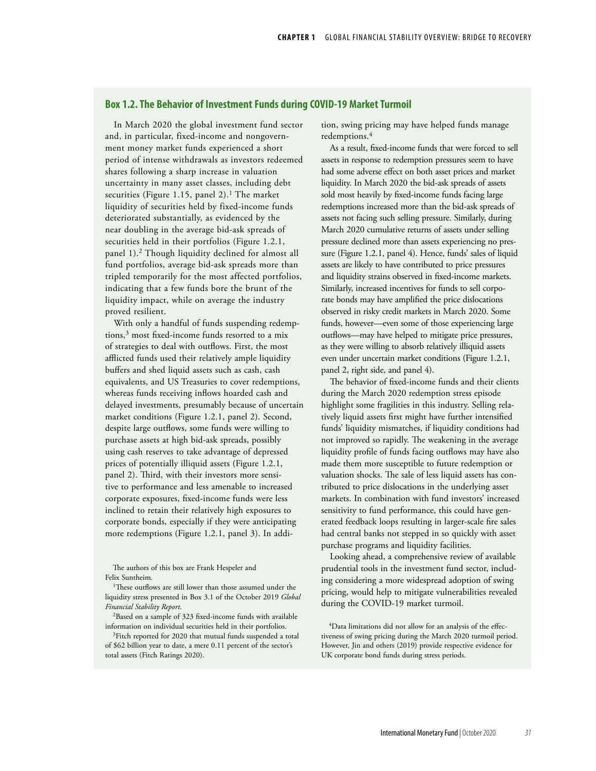## Box 1.2. The Behavior of Investment Funds during COVID-19 Market Turmoil

In March 2020 the global investment fund sector and, in particular, fixed-income and nongovernment money market funds experienced a short period of intense withdrawals as investors redeemed shares following a sharp increase in valuation uncertainty in many asset classes, including debt securities (Figure 1.15, panel 2).[1] The market liquidity of securities held by fixed-income funds deteriorated substantially, as evidenced by the near doubling in the average bid-ask spreads of securities held in their portfolios (Figure 1.2.1, panel 1).[2] Though liquidity declined for almost all fund portfolios, average bid-ask spreads more than tripled temporarily for the most affected portfolios, indicating that a few funds bore the brunt of the liquidity impact, while on average the industry proved resilient.

With only a handful of funds suspending redemptions,[3] most fixed-income funds resorted to a mix of strategies to deal with outflows. First, the most afflicted funds used their relatively ample liquidity buffers and shed liquid assets such as cash, cash equivalents, and US Treasuries to cover redemptions, whereas funds receiving inflows hoarded cash and delayed investments, presumably because of uncertain market conditions (Figure 1.2.1, panel 2). Second, despite large outflows, some funds were willing to purchase assets at high bid-ask spreads, possibly using cash reserves to take advantage of depressed prices of potentially illiquid assets (Figure 1.2.1, panel 2). Third, with their investors more sensitive to performance and less amenable to increased corporate exposures, fixed-income funds were less inclined to retain their relatively high exposures to corporate bonds, especially if they were anticipating more redemptions (Figure 1.2.1, panel 3). In addition, swing pricing may have helped funds manage redemptions.[4]

As a result, fixed-income funds that were forced to sell assets in response to redemption pressures seem to have had some adverse effect on both asset prices and market liquidity. In March 2020 the bid-ask spreads of assets sold most heavily by fixed-income funds facing large redemptions increased more than the bid-ask spreads of assets not facing such selling pressure. Similarly, during March 2020 cumulative returns of assets under selling pressure declined more than assets experiencing no pressure (Figure 1.2.1, panel 4). Hence, funds' sales of liquid assets are likely to have contributed to price pressures and liquidity strains observed in fixed-income markets. Similarly, increased incentives for funds to sell corporate bonds may have amplified the price dislocations observed in risky credit markets in March 2020. Some funds, however—even some of those experiencing large outflows—may have helped to mitigate price pressures, as they were willing to absorb relatively illiquid assets even under uncertain market conditions (Figure 1.2.1, panel 2, right side, and panel 4).

The behavior of fixed-income funds and their clients during the March 2020 redemption stress episode highlight some fragilities in this industry. Selling relatively liquid assets first might have further intensified funds' liquidity mismatches, if liquidity conditions had not improved so rapidly. The weakening in the average liquidity profile of funds facing outflows may have also made them more susceptible to future redemption or valuation shocks. The sale of less liquid assets has contributed to price dislocations in the underlying asset markets. In combination with fund investors' increased sensitivity to fund performance, this could have generated feedback loops resulting in larger-scale fire sales had central banks not stepped in so quickly with asset purchase programs and liquidity facilities.

Looking ahead, a comprehensive review of available prudential tools in the investment fund sector, including considering a more widespread adoption of swing pricing, would help to mitigate vulnerabilities revealed during the COVID-19 market turmoil.

The authors of this box are Frank Hespeler and Felix Suntheim.

[1]These outflows are still lower than those assumed under the liquidity stress presented in Box 3.1 of the October 2019 *Global Financial Stability Report*.

[2]Based on a sample of 323 fixed-income funds with available information on individual securities held in their portfolios.

[3]Fitch reported for 2020 that mutual funds suspended a total of $62 billion year to date, a mere 0.11 percent of the sector's total assets (Fitch Ratings 2020).

[4]Data limitations did not allow for an analysis of the effectiveness of swing pricing during the March 2020 turmoil period. However, Jin and others (2019) provide respective evidence for UK corporate bond funds during stress periods.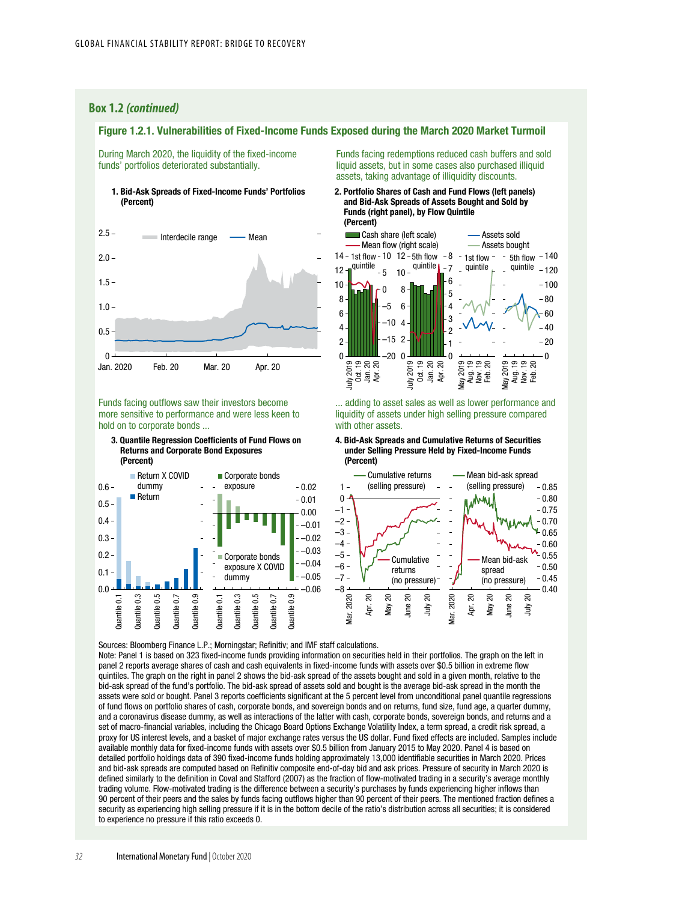## Box 1.2 *(continued)*

### Figure 1.2.1. Vulnerabilities of Fixed-Income Funds Exposed during the March 2020 Market Turmoil

During March 2020, the liquidity of the fixed-income funds' portfolios deteriorated substantially.

**1. Bid-Ask Spreads of Fixed-Income Funds' Portfolios (Percent)**

Funds facing redemptions reduced cash buffers and sold liquid assets, but in some cases also purchased illiquid assets, taking advantage of illiquidity discounts.

**2. Portfolio Shares of Cash and Fund Flows (left panels) and Bid-Ask Spreads of Assets Bought and Sold by Funds (right panel), by Flow Quintile (Percent)**

Funds facing outflows saw their investors become more sensitive to performance and were less keen to hold on to corporate bonds ...

**3. Quantile Regression Coefficients of Fund Flows on Returns and Corporate Bond Exposures (Percent)**

... adding to asset sales as well as lower performance and liquidity of assets under high selling pressure compared with other assets.

**4. Bid-Ask Spreads and Cumulative Returns of Securities under Selling Pressure Held by Fixed-Income Funds (Percent)**

Sources: Bloomberg Finance L.P.; Morningstar; Refinitiv; and IMF staff calculations.

Note: Panel 1 is based on 323 fixed-income funds providing information on securities held in their portfolios. The graph on the left in panel 2 reports average shares of cash and cash equivalents in fixed-income funds with assets over $0.5 billion in extreme flow quintiles. The graph on the right in panel 2 shows the bid-ask spread of the assets bought and sold in a given month, relative to the bid-ask spread of the fund's portfolio. The bid-ask spread of assets sold and bought is the average bid-ask spread in the month the assets were sold or bought. Panel 3 reports coefficients significant at the 5 percent level from unconditional panel quantile regressions of fund flows on portfolio shares of cash, corporate bonds, and sovereign bonds and on returns, fund size, fund age, a quarter dummy, and a coronavirus disease dummy, as well as interactions of the latter with cash, corporate bonds, sovereign bonds, and returns and a set of macro-financial variables, including the Chicago Board Options Exchange Volatility Index, a term spread, a credit risk spread, a proxy for US interest levels, and a basket of major exchange rates versus the US dollar. Fund fixed effects are included. Samples include available monthly data for fixed-income funds with assets over $0.5 billion from January 2015 to May 2020. Panel 4 is based on detailed portfolio holdings data of 390 fixed-income funds holding approximately 13,000 identifiable securities in March 2020. Prices and bid-ask spreads are computed based on Refinitiv composite end-of-day bid and ask prices. Pressure of security in March 2020 is defined similarly to the definition in Coval and Stafford (2007) as the fraction of flow-motivated trading in a security's average monthly trading volume. Flow-motivated trading is the difference between a security's purchases by funds experiencing higher inflows than 90 percent of their peers and the sales by funds facing outflows higher than 90 percent of their peers. The mentioned fraction defines a security as experiencing high selling pressure if it is in the bottom decile of the ratio's distribution across all securities; it is considered to experience no pressure if this ratio exceeds 0.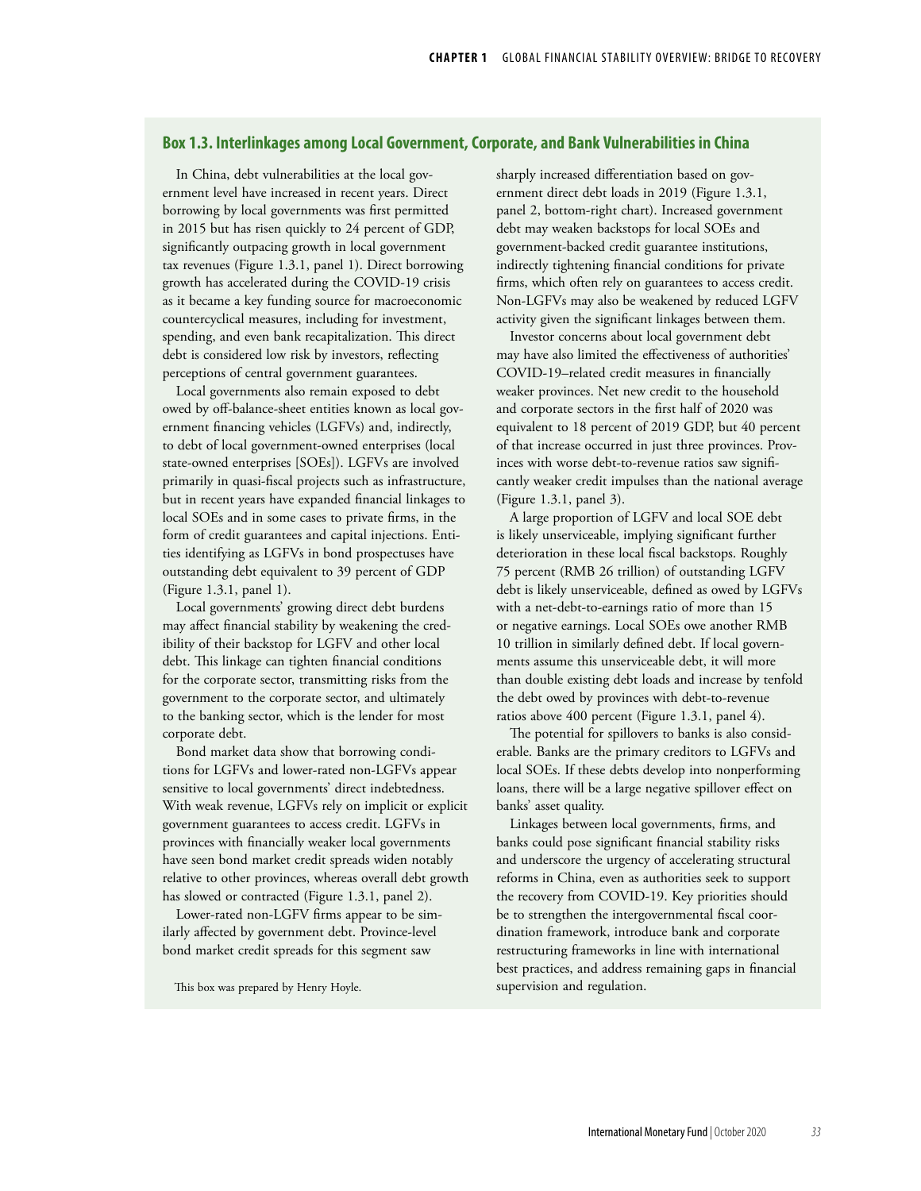## Box 1.3. Interlinkages among Local Government, Corporate, and Bank Vulnerabilities in China

In China, debt vulnerabilities at the local government level have increased in recent years. Direct borrowing by local governments was first permitted in 2015 but has risen quickly to 24 percent of GDP, significantly outpacing growth in local government tax revenues (Figure 1.3.1, panel 1). Direct borrowing growth has accelerated during the COVID-19 crisis as it became a key funding source for macroeconomic countercyclical measures, including for investment, spending, and even bank recapitalization. This direct debt is considered low risk by investors, reflecting perceptions of central government guarantees.

Local governments also remain exposed to debt owed by off-balance-sheet entities known as local government financing vehicles (LGFVs) and, indirectly, to debt of local government-owned enterprises (local state-owned enterprises [SOEs]). LGFVs are involved primarily in quasi-fiscal projects such as infrastructure, but in recent years have expanded financial linkages to local SOEs and in some cases to private firms, in the form of credit guarantees and capital injections. Entities identifying as LGFVs in bond prospectuses have outstanding debt equivalent to 39 percent of GDP (Figure 1.3.1, panel 1).

Local governments' growing direct debt burdens may affect financial stability by weakening the credibility of their backstop for LGFV and other local debt. This linkage can tighten financial conditions for the corporate sector, transmitting risks from the government to the corporate sector, and ultimately to the banking sector, which is the lender for most corporate debt.

Bond market data show that borrowing conditions for LGFVs and lower-rated non-LGFVs appear sensitive to local governments' direct indebtedness. With weak revenue, LGFVs rely on implicit or explicit government guarantees to access credit. LGFVs in provinces with financially weaker local governments have seen bond market credit spreads widen notably relative to other provinces, whereas overall debt growth has slowed or contracted (Figure 1.3.1, panel 2).

Lower-rated non-LGFV firms appear to be similarly affected by government debt. Province-level bond market credit spreads for this segment saw sharply increased differentiation based on government direct debt loads in 2019 (Figure 1.3.1, panel 2, bottom-right chart). Increased government debt may weaken backstops for local SOEs and government-backed credit guarantee institutions, indirectly tightening financial conditions for private firms, which often rely on guarantees to access credit. Non-LGFVs may also be weakened by reduced LGFV activity given the significant linkages between them.

Investor concerns about local government debt may have also limited the effectiveness of authorities' COVID-19–related credit measures in financially weaker provinces. Net new credit to the household and corporate sectors in the first half of 2020 was equivalent to 18 percent of 2019 GDP, but 40 percent of that increase occurred in just three provinces. Provinces with worse debt-to-revenue ratios saw significantly weaker credit impulses than the national average (Figure 1.3.1, panel 3).

A large proportion of LGFV and local SOE debt is likely unserviceable, implying significant further deterioration in these local fiscal backstops. Roughly 75 percent (RMB 26 trillion) of outstanding LGFV debt is likely unserviceable, defined as owed by LGFVs with a net-debt-to-earnings ratio of more than 15 or negative earnings. Local SOEs owe another RMB 10 trillion in similarly defined debt. If local governments assume this unserviceable debt, it will more than double existing debt loads and increase by tenfold the debt owed by provinces with debt-to-revenue ratios above 400 percent (Figure 1.3.1, panel 4).

The potential for spillovers to banks is also considerable. Banks are the primary creditors to LGFVs and local SOEs. If these debts develop into nonperforming loans, there will be a large negative spillover effect on banks' asset quality.

Linkages between local governments, firms, and banks could pose significant financial stability risks and underscore the urgency of accelerating structural reforms in China, even as authorities seek to support the recovery from COVID-19. Key priorities should be to strengthen the intergovernmental fiscal coordination framework, introduce bank and corporate restructuring frameworks in line with international best practices, and address remaining gaps in financial supervision and regulation.

This box was prepared by Henry Hoyle.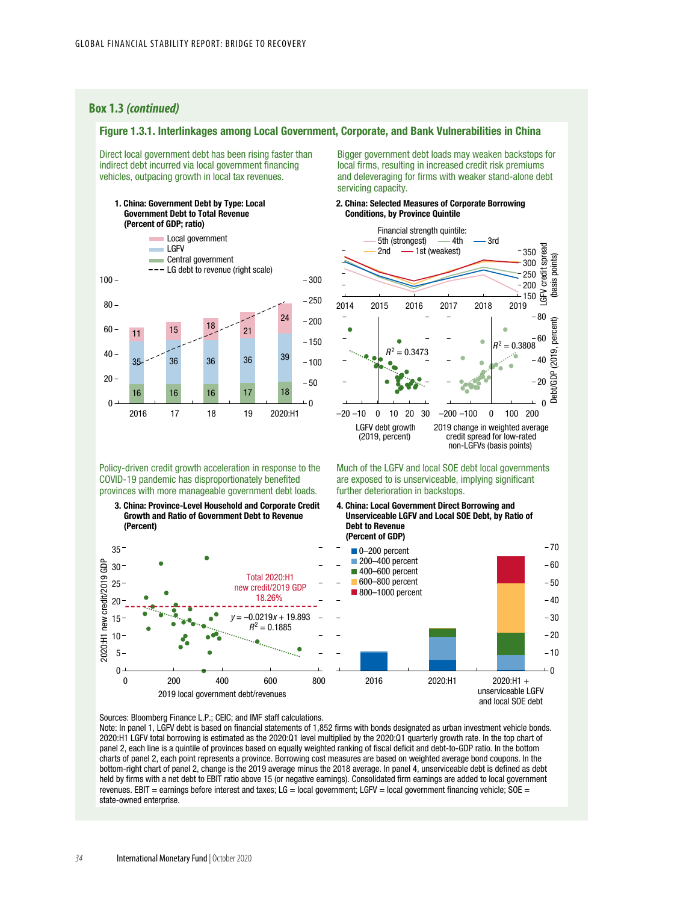## Box 1.3 *(continued)*

### Figure 1.3.1. Interlinkages among Local Government, Corporate, and Bank Vulnerabilities in China

Direct local government debt has been rising faster than indirect debt incurred via local government financing vehicles, outpacing growth in local tax revenues.

**1. China: Government Debt by Type: Local Government Debt to Total Revenue (Percent of GDP; ratio)**

| | 2016 | 17 | 18 | 19 | 2020:H1 |
|---|---|---|---|---|---|
| Local government | 11 | 15 | 18 | 21 | 24 |
| LGFV | 35 | 36 | 36 | 36 | 39 |
| Central government | 16 | 16 | 16 | 17 | 18 |

Bigger government debt loads may weaken backstops for local firms, resulting in increased credit risk premiums and deleveraging for firms with weaker stand-alone debt servicing capacity.

**2. China: Selected Measures of Corporate Borrowing Conditions, by Province Quintile**

Financial strength quintile: 5th (strongest); 4th; 3rd; 2nd; 1st (weakest)

LGFV credit spread (basis points), 2014–2019

Debt/GDP (2019, percent) vs. LGFV debt growth (2019, percent): $R^2 = 0.3473$

Debt/GDP (2019, percent) vs. 2019 change in weighted average credit spread for low-rated non-LGFVs (basis points): $R^2 = 0.3808$

Policy-driven credit growth acceleration in response to the COVID-19 pandemic has disproportionately benefited provinces with more manageable government debt loads.

**3. China: Province-Level Household and Corporate Credit Growth and Ratio of Government Debt to Revenue (Percent)**

Total 2020:H1 new credit/2019 GDP 18.26%

$y = -0.0219x + 19.893$

$R^2 = 0.1885$

x-axis: 2019 local government debt/revenues; y-axis: 2020:H1 new credit/2019 GDP

Much of the LGFV and local SOE debt local governments are exposed to is unserviceable, implying significant further deterioration in backstops.

**4. China: Local Government Direct Borrowing and Unserviceable LGFV and Local SOE Debt, by Ratio of Debt to Revenue (Percent of GDP)**

0–200 percent; 200–400 percent; 400–600 percent; 600–800 percent; 800–1000 percent

2016; 2020:H1; 2020:H1 + unserviceable LGFV and local SOE debt

Sources: Bloomberg Finance L.P.; CEIC; and IMF staff calculations.

Note: In panel 1, LGFV debt is based on financial statements of 1,852 firms with bonds designated as urban investment vehicle bonds. 2020:H1 LGFV total borrowing is estimated as the 2020:Q1 level multiplied by the 2020:Q1 quarterly growth rate. In the top chart of panel 2, each line is a quintile of provinces based on equally weighted ranking of fiscal deficit and debt-to-GDP ratio. In the bottom charts of panel 2, each point represents a province. Borrowing cost measures are based on weighted average bond coupons. In the bottom-right chart of panel 2, change is the 2019 average minus the 2018 average. In panel 4, unserviceable debt is defined as debt held by firms with a net debt to EBIT ratio above 15 (or negative earnings). Consolidated firm earnings are added to local government revenues. EBIT = earnings before interest and taxes; LG = local government; LGFV = local government financing vehicle; SOE = state-owned enterprise.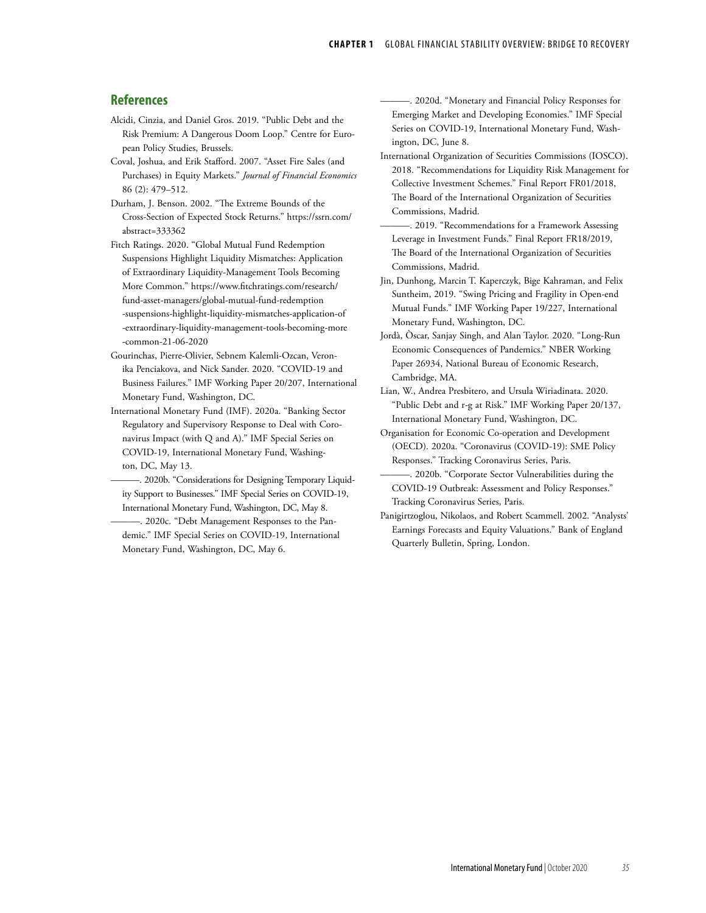## References

Alcidi, Cinzia, and Daniel Gros. 2019. "Public Debt and the Risk Premium: A Dangerous Doom Loop." Centre for European Policy Studies, Brussels.

Coval, Joshua, and Erik Stafford. 2007. "Asset Fire Sales (and Purchases) in Equity Markets." *Journal of Financial Economics* 86 (2): 479–512.

Durham, J. Benson. 2002. "The Extreme Bounds of the Cross-Section of Expected Stock Returns." https://ssrn.com/abstract=333362

Fitch Ratings. 2020. "Global Mutual Fund Redemption Suspensions Highlight Liquidity Mismatches: Application of Extraordinary Liquidity-Management Tools Becoming More Common." https://www.fitchratings.com/research/fund-asset-managers/global-mutual-fund-redemption-suspensions-highlight-liquidity-mismatches-application-of-extraordinary-liquidity-management-tools-becoming-more-common-21-06-2020

Gourinchas, Pierre-Olivier, Sebnem Kalemli-Ozcan, Veronika Penciakova, and Nick Sander. 2020. "COVID-19 and Business Failures." IMF Working Paper 20/207, International Monetary Fund, Washington, DC.

International Monetary Fund (IMF). 2020a. "Banking Sector Regulatory and Supervisory Response to Deal with Coronavirus Impact (with Q and A)." IMF Special Series on COVID-19, International Monetary Fund, Washington, DC, May 13.

———. 2020b. "Considerations for Designing Temporary Liquidity Support to Businesses." IMF Special Series on COVID-19, International Monetary Fund, Washington, DC, May 8.

———. 2020c. "Debt Management Responses to the Pandemic." IMF Special Series on COVID-19, International Monetary Fund, Washington, DC, May 6.

———. 2020d. "Monetary and Financial Policy Responses for Emerging Market and Developing Economies." IMF Special Series on COVID-19, International Monetary Fund, Washington, DC, June 8.

International Organization of Securities Commissions (IOSCO). 2018. "Recommendations for Liquidity Risk Management for Collective Investment Schemes." Final Report FR01/2018, The Board of the International Organization of Securities Commissions, Madrid.

———. 2019. "Recommendations for a Framework Assessing Leverage in Investment Funds." Final Report FR18/2019, The Board of the International Organization of Securities Commissions, Madrid.

Jin, Dunhong, Marcin T. Kaperczyk, Bige Kahraman, and Felix Suntheim, 2019. "Swing Pricing and Fragility in Open-end Mutual Funds." IMF Working Paper 19/227, International Monetary Fund, Washington, DC.

Jordà, Òscar, Sanjay Singh, and Alan Taylor. 2020. "Long-Run Economic Consequences of Pandemics." NBER Working Paper 26934, National Bureau of Economic Research, Cambridge, MA.

Lian, W., Andrea Presbitero, and Ursula Wiriadinata. 2020. "Public Debt and r-g at Risk." IMF Working Paper 20/137, International Monetary Fund, Washington, DC.

Organisation for Economic Co-operation and Development (OECD). 2020a. "Coronavirus (COVID-19): SME Policy Responses." Tracking Coronavirus Series, Paris.

———. 2020b. "Corporate Sector Vulnerabilities during the COVID-19 Outbreak: Assessment and Policy Responses." Tracking Coronavirus Series, Paris.

Panigirtzoglou, Nikolaos, and Robert Scammell. 2002. "Analysts' Earnings Forecasts and Equity Valuations." Bank of England Quarterly Bulletin, Spring, London.